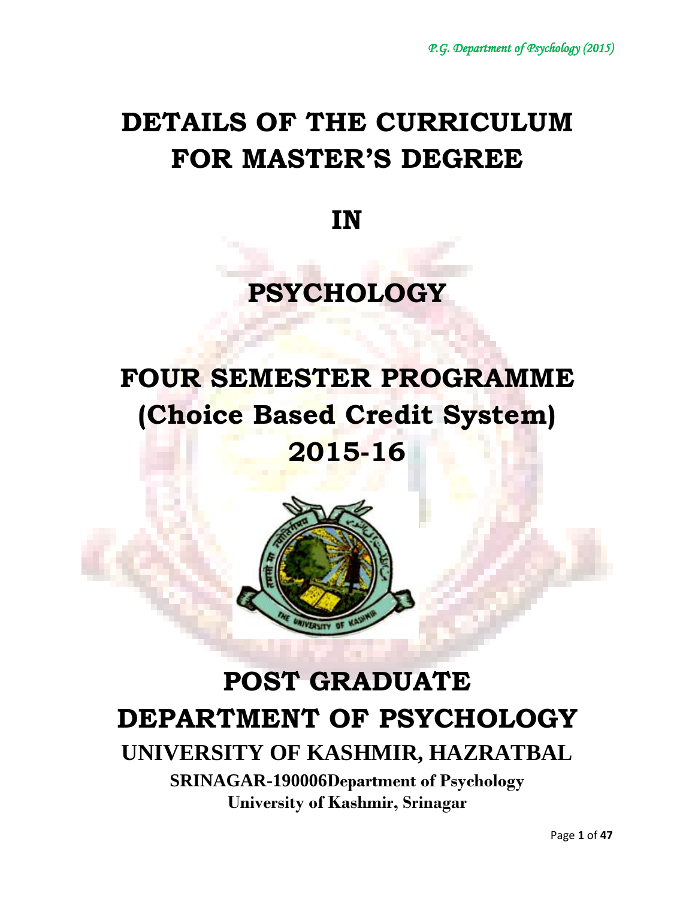# DETAILS OF THE CURRICULUM FOR MASTER'S DEGREE

# IN

# PSYCHOLOGY

# FOUR SEMESTER PROGRAMME (Choice Based Credit System) 2015-16

# POST GRADUATE DEPARTMENT OF PSYCHOLOGY

## UNIVERSITY OF KASHMIR, HAZRATBAL

**SRINAGAR-190006Department of Psychology**
**University of Kashmir, Srinagar**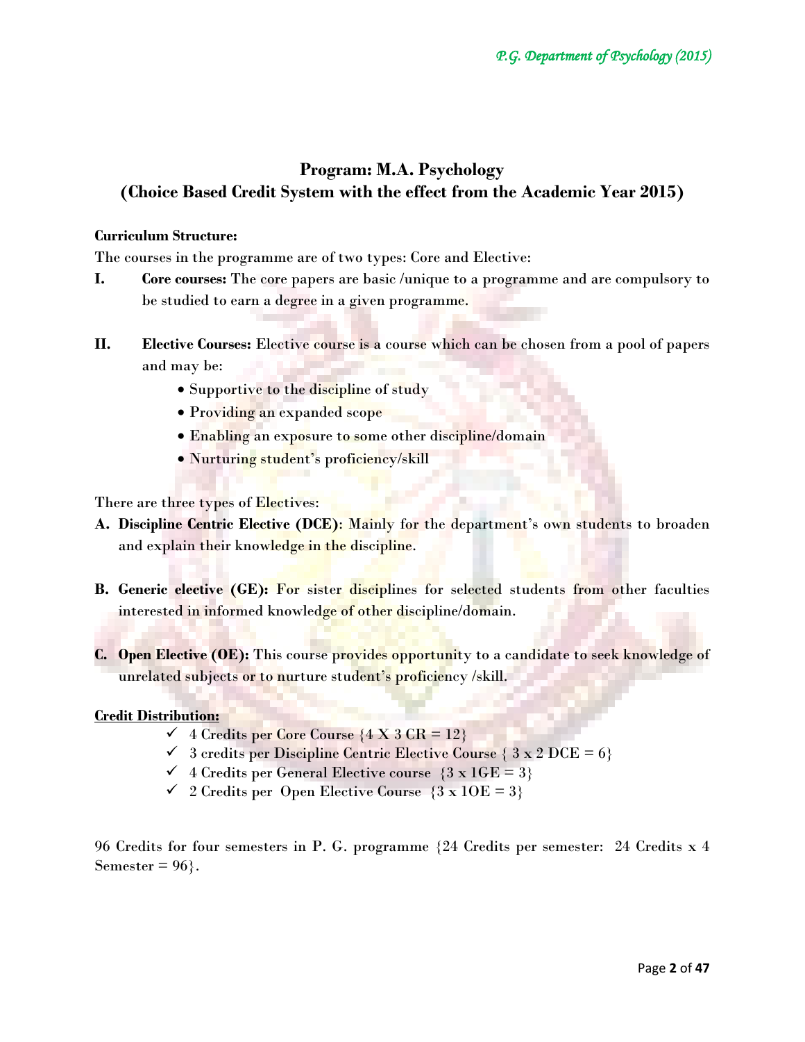## Program: M.A. Psychology
## (Choice Based Credit System with the effect from the Academic Year 2015)

**Curriculum Structure:**

The courses in the programme are of two types: Core and Elective:

I. **Core courses:** The core papers are basic /unique to a programme and are compulsory to be studied to earn a degree in a given programme.

II. **Elective Courses:** Elective course is a course which can be chosen from a pool of papers and may be:
   - Supportive to the discipline of study
   - Providing an expanded scope
   - Enabling an exposure to some other discipline/domain
   - Nurturing student's proficiency/skill

There are three types of Electives:

A. **Discipline Centric Elective (DCE)**: Mainly for the department's own students to broaden and explain their knowledge in the discipline.

B. **Generic elective (GE):** For sister disciplines for selected students from other faculties interested in informed knowledge of other discipline/domain.

C. **Open Elective (OE):** This course provides opportunity to a candidate to seek knowledge of unrelated subjects or to nurture student's proficiency /skill.

**<u>Credit Distribution:</u>**

- ✓ 4 Credits per Core Course {4 X 3 CR = 12}
- ✓ 3 credits per Discipline Centric Elective Course { 3 x 2 DCE = 6}
- ✓ 4 Credits per General Elective course {3 x 1GE = 3}
- ✓ 2 Credits per Open Elective Course {3 x 1OE = 3}

96 Credits for four semesters in P. G. programme {24 Credits per semester: 24 Credits x 4 Semester = 96}.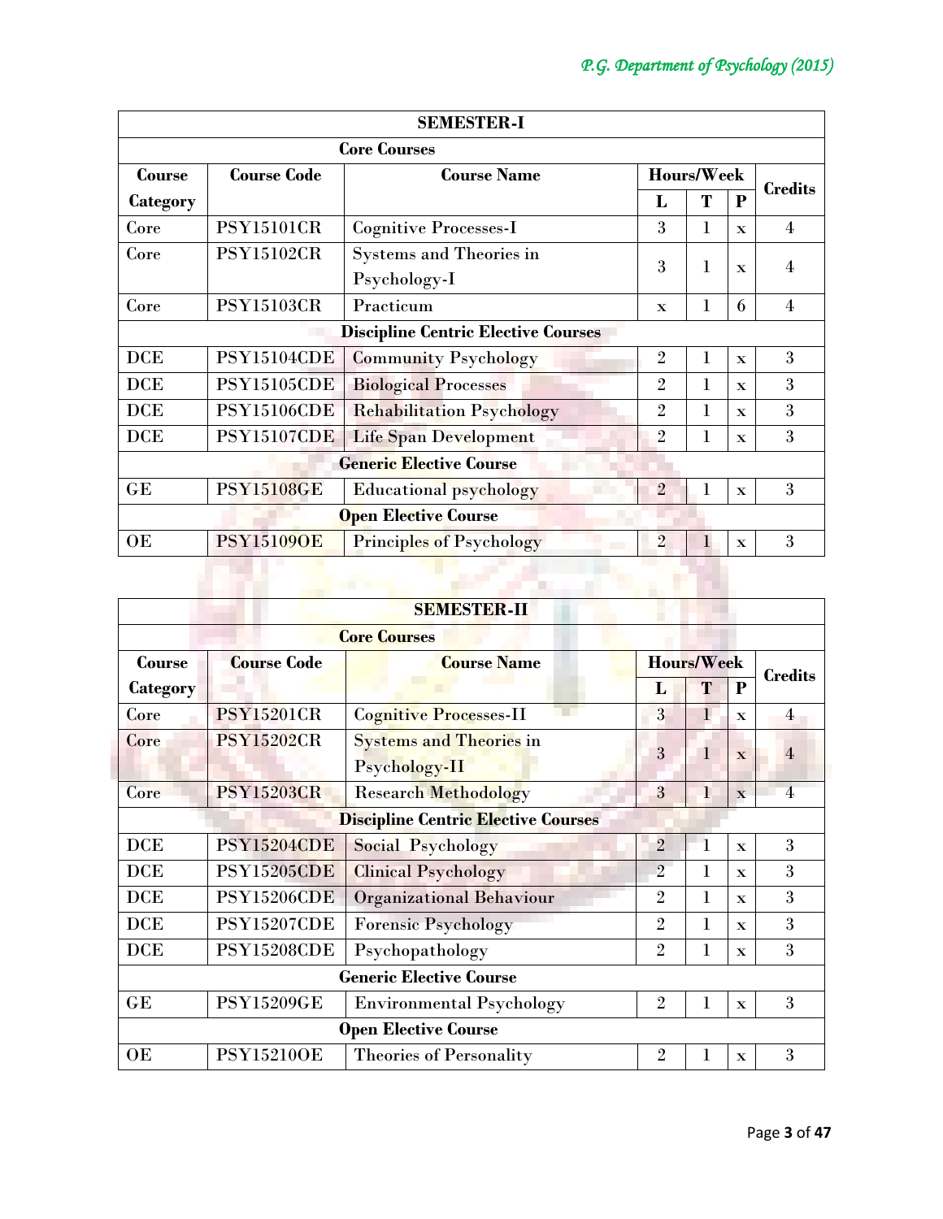| SEMESTER-I | | | | | | |
|---|---|---|---|---|---|---|
| **Core Courses** | | | | | | |
| **Course Category** | **Course Code** | **Course Name** | **Hours/Week** | | | **Credits** |
| | | | **L** | **T** | **P** | |
| Core | PSY15101CR | Cognitive Processes-I | 3 | 1 | x | 4 |
| Core | PSY15102CR | Systems and Theories in Psychology-I | 3 | 1 | x | 4 |
| Core | PSY15103CR | Practicum | x | 1 | 6 | 4 |
| **Discipline Centric Elective Courses** | | | | | | |
| DCE | PSY15104CDE | Community Psychology | 2 | 1 | x | 3 |
| DCE | PSY15105CDE | Biological Processes | 2 | 1 | x | 3 |
| DCE | PSY15106CDE | Rehabilitation Psychology | 2 | 1 | x | 3 |
| DCE | PSY15107CDE | Life Span Development | 2 | 1 | x | 3 |
| **Generic Elective Course** | | | | | | |
| GE | PSY15108GE | Educational psychology | 2 | 1 | x | 3 |
| **Open Elective Course** | | | | | | |
| OE | PSY15109OE | Principles of Psychology | 2 | 1 | x | 3 |

| SEMESTER-II | | | | | | |
|---|---|---|---|---|---|---|
| **Core Courses** | | | | | | |
| **Course Category** | **Course Code** | **Course Name** | **Hours/Week** | | | **Credits** |
| | | | **L** | **T** | **P** | |
| Core | PSY15201CR | Cognitive Processes-II | 3 | 1 | x | 4 |
| Core | PSY15202CR | Systems and Theories in Psychology-II | 3 | 1 | x | 4 |
| Core | PSY15203CR | Research Methodology | 3 | 1 | x | 4 |
| **Discipline Centric Elective Courses** | | | | | | |
| DCE | PSY15204CDE | Social Psychology | 2 | 1 | x | 3 |
| DCE | PSY15205CDE | Clinical Psychology | 2 | 1 | x | 3 |
| DCE | PSY15206CDE | Organizational Behaviour | 2 | 1 | x | 3 |
| DCE | PSY15207CDE | Forensic Psychology | 2 | 1 | x | 3 |
| DCE | PSY15208CDE | Psychopathology | 2 | 1 | x | 3 |
| **Generic Elective Course** | | | | | | |
| GE | PSY15209GE | Environmental Psychology | 2 | 1 | x | 3 |
| **Open Elective Course** | | | | | | |
| OE | PSY15210OE | Theories of Personality | 2 | 1 | x | 3 |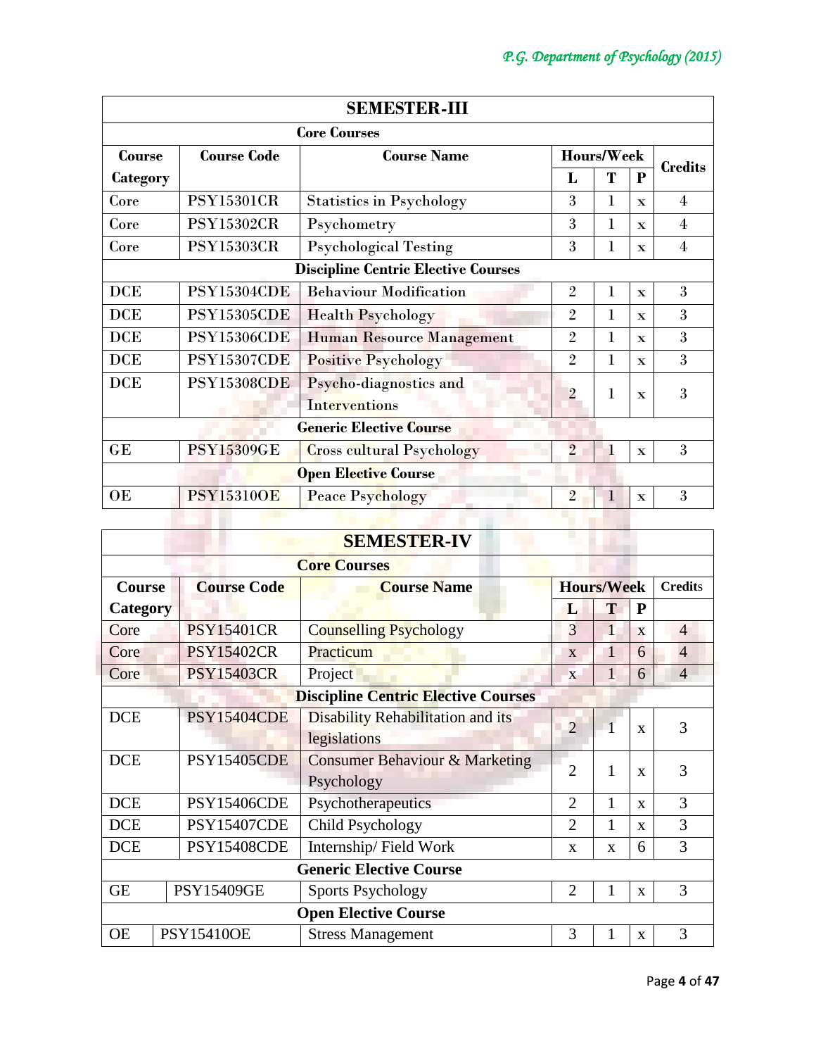| SEMESTER-III | | | | | | |
|---|---|---|---|---|---|---|
| **Core Courses** | | | | | | |
| **Course Category** | **Course Code** | **Course Name** | **Hours/Week** | | | **Credits** |
| | | | **L** | **T** | **P** | |
| Core | PSY15301CR | Statistics in Psychology | 3 | 1 | x | 4 |
| Core | PSY15302CR | Psychometry | 3 | 1 | x | 4 |
| Core | PSY15303CR | Psychological Testing | 3 | 1 | x | 4 |
| **Discipline Centric Elective Courses** | | | | | | |
| DCE | PSY15304CDE | Behaviour Modification | 2 | 1 | x | 3 |
| DCE | PSY15305CDE | Health Psychology | 2 | 1 | x | 3 |
| DCE | PSY15306CDE | Human Resource Management | 2 | 1 | x | 3 |
| DCE | PSY15307CDE | Positive Psychology | 2 | 1 | x | 3 |
| DCE | PSY15308CDE | Psycho-diagnostics and Interventions | 2 | 1 | x | 3 |
| **Generic Elective Course** | | | | | | |
| GE | PSY15309GE | Cross cultural Psychology | 2 | 1 | x | 3 |
| **Open Elective Course** | | | | | | |
| OE | PSY15310OE | Peace Psychology | 2 | 1 | x | 3 |

| SEMESTER-IV | | | | | | |
|---|---|---|---|---|---|---|
| **Core Courses** | | | | | | |
| **Course Category** | **Course Code** | **Course Name** | **Hours/Week** | | | **Credits** |
| | | | **L** | **T** | **P** | |
| Core | PSY15401CR | Counselling Psychology | 3 | 1 | x | 4 |
| Core | PSY15402CR | Practicum | x | 1 | 6 | 4 |
| Core | PSY15403CR | Project | x | 1 | 6 | 4 |
| **Discipline Centric Elective Courses** | | | | | | |
| DCE | PSY15404CDE | Disability Rehabilitation and its legislations | 2 | 1 | x | 3 |
| DCE | PSY15405CDE | Consumer Behaviour & Marketing Psychology | 2 | 1 | x | 3 |
| DCE | PSY15406CDE | Psychotherapeutics | 2 | 1 | x | 3 |
| DCE | PSY15407CDE | Child Psychology | 2 | 1 | x | 3 |
| DCE | PSY15408CDE | Internship/ Field Work | x | x | 6 | 3 |
| **Generic Elective Course** | | | | | | |
| GE | PSY15409GE | Sports Psychology | 2 | 1 | x | 3 |
| **Open Elective Course** | | | | | | |
| OE | PSY15410OE | Stress Management | 3 | 1 | x | 3 |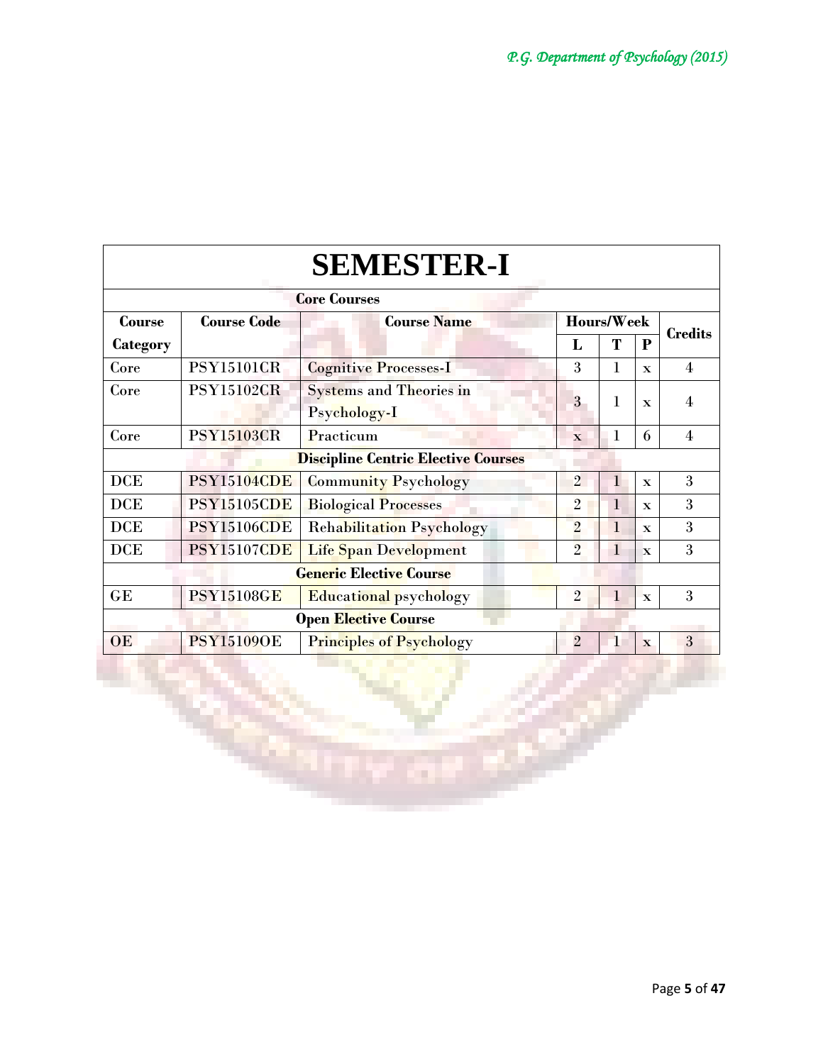# SEMESTER-I

| Course Category | Course Code | Course Name | Hours/Week | | | Credits |
|---|---|---|---|---|---|---|
| | | | L | T | P | |
| **Core Courses** | | | | | | |
| Core | PSY15101CR | Cognitive Processes-I | 3 | 1 | x | 4 |
| Core | PSY15102CR | Systems and Theories in Psychology-I | 3 | 1 | x | 4 |
| Core | PSY15103CR | Practicum | x | 1 | 6 | 4 |
| **Discipline Centric Elective Courses** | | | | | | |
| DCE | PSY15104CDE | Community Psychology | 2 | 1 | x | 3 |
| DCE | PSY15105CDE | Biological Processes | 2 | 1 | x | 3 |
| DCE | PSY15106CDE | Rehabilitation Psychology | 2 | 1 | x | 3 |
| DCE | PSY15107CDE | Life Span Development | 2 | 1 | x | 3 |
| **Generic Elective Course** | | | | | | |
| GE | PSY15108GE | Educational psychology | 2 | 1 | x | 3 |
| **Open Elective Course** | | | | | | |
| OE | PSY15109OE | Principles of Psychology | 2 | 1 | x | 3 |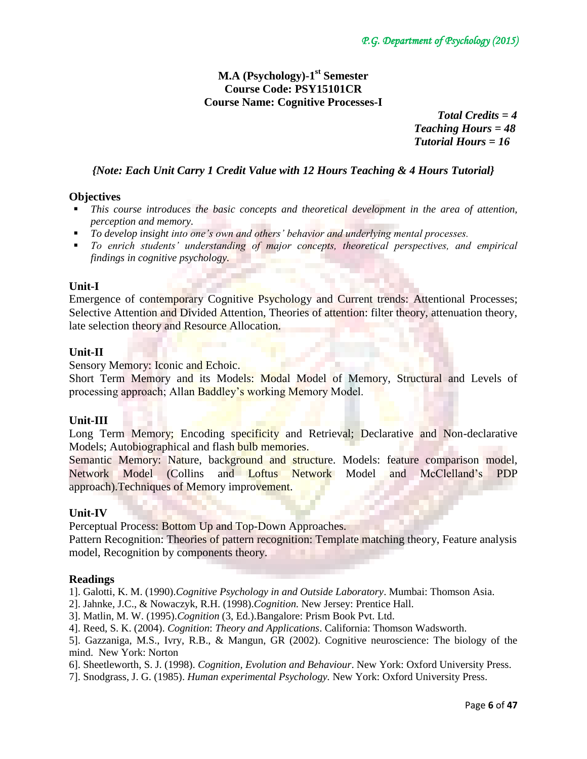**M.A (Psychology)-1st Semester**
**Course Code: PSY15101CR**
**Course Name: Cognitive Processes-I**

***Total Credits = 4***
***Teaching Hours = 48***
***Tutorial Hours = 16***

***{Note: Each Unit Carry 1 Credit Value with 12 Hours Teaching & 4 Hours Tutorial}***

### Objectives

- *This course introduces the basic concepts and theoretical development in the area of attention, perception and memory.*
- *To develop insight into one's own and others' behavior and underlying mental processes.*
- *To enrich students' understanding of major concepts, theoretical perspectives, and empirical findings in cognitive psychology.*

### Unit-I

Emergence of contemporary Cognitive Psychology and Current trends: Attentional Processes; Selective Attention and Divided Attention, Theories of attention: filter theory, attenuation theory, late selection theory and Resource Allocation.

### Unit-II

Sensory Memory: Iconic and Echoic.

Short Term Memory and its Models: Modal Model of Memory, Structural and Levels of processing approach; Allan Baddley's working Memory Model.

### Unit-III

Long Term Memory; Encoding specificity and Retrieval; Declarative and Non-declarative Models; Autobiographical and flash bulb memories.

Semantic Memory: Nature, background and structure. Models: feature comparison model, Network Model (Collins and Loftus Network Model and McClelland's PDP approach).Techniques of Memory improvement.

### Unit-IV

Perceptual Process: Bottom Up and Top-Down Approaches.

Pattern Recognition: Theories of pattern recognition: Template matching theory, Feature analysis model, Recognition by components theory.

### Readings

1]. Galotti, K. M. (1990).*Cognitive Psychology in and Outside Laboratory*. Mumbai: Thomson Asia.
2]. Jahnke, J.C., & Nowaczyk, R.H. (1998).*Cognition.* New Jersey: Prentice Hall.
3]. Matlin, M. W. (1995).*Cognition* (3, Ed.).Bangalore: Prism Book Pvt. Ltd.
4]. Reed, S. K. (2004). *Cognition*: *Theory and Applications*. California: Thomson Wadsworth.
5]. Gazzaniga, M.S., Ivry, R.B., & Mangun, GR (2002). Cognitive neuroscience: The biology of the mind. New York: Norton
6]. Sheetleworth, S. J. (1998). *Cognition, Evolution and Behaviour*. New York: Oxford University Press.
7]. Snodgrass, J. G. (1985). *Human experimental Psychology.* New York: Oxford University Press.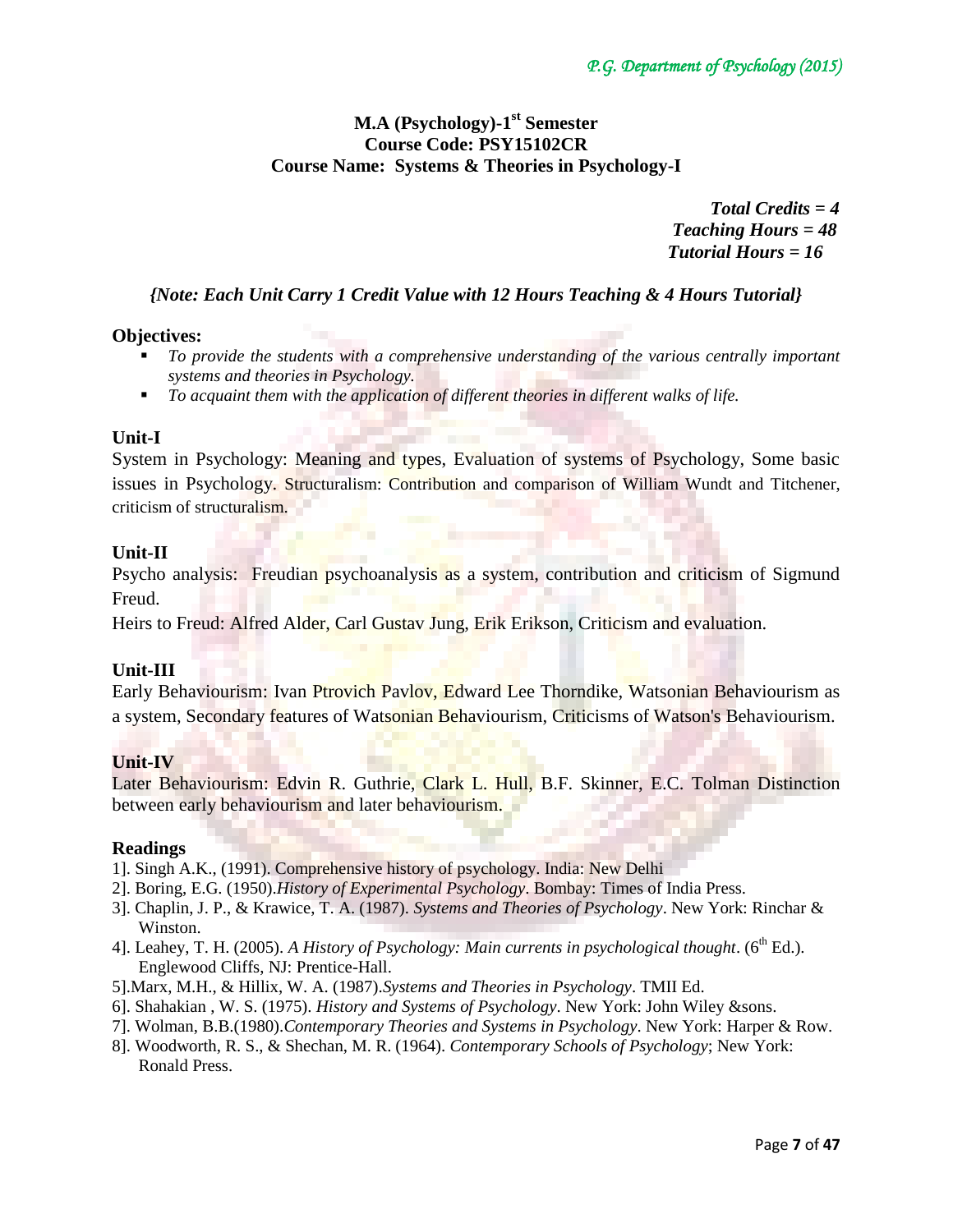## M.A (Psychology)-1st Semester
## Course Code: PSY15102CR
## Course Name: Systems & Theories in Psychology-I

***Total Credits = 4***
***Teaching Hours = 48***
***Tutorial Hours = 16***

***{Note: Each Unit Carry 1 Credit Value with 12 Hours Teaching & 4 Hours Tutorial}***

**Objectives:**

- *To provide the students with a comprehensive understanding of the various centrally important systems and theories in Psychology.*
- *To acquaint them with the application of different theories in different walks of life.*

**Unit-I**

System in Psychology: Meaning and types, Evaluation of systems of Psychology, Some basic issues in Psychology. Structuralism: Contribution and comparison of William Wundt and Titchener, criticism of structuralism.

**Unit-II**

Psycho analysis: Freudian psychoanalysis as a system, contribution and criticism of Sigmund Freud.

Heirs to Freud: Alfred Alder, Carl Gustav Jung, Erik Erikson, Criticism and evaluation.

**Unit-III**

Early Behaviourism: Ivan Ptrovich Pavlov, Edward Lee Thorndike, Watsonian Behaviourism as a system, Secondary features of Watsonian Behaviourism, Criticisms of Watson's Behaviourism.

**Unit-IV**

Later Behaviourism: Edvin R. Guthrie, Clark L. Hull, B.F. Skinner, E.C. Tolman Distinction between early behaviourism and later behaviourism.

**Readings**

1]. Singh A.K., (1991). Comprehensive history of psychology. India: New Delhi
2]. Boring, E.G. (1950).*History of Experimental Psychology*. Bombay: Times of India Press.
3]. Chaplin, J. P., & Krawice, T. A. (1987). *Systems and Theories of Psychology*. New York: Rinchar & Winston.
4]. Leahey, T. H. (2005). *A History of Psychology: Main currents in psychological thought*. (6th Ed.). Englewood Cliffs, NJ: Prentice-Hall.
5].Marx, M.H., & Hillix, W. A. (1987).*Systems and Theories in Psychology*. TMII Ed.
6]. Shahakian , W. S. (1975). *History and Systems of Psychology*. New York: John Wiley &sons.
7]. Wolman, B.B.(1980).*Contemporary Theories and Systems in Psychology*. New York: Harper & Row.
8]. Woodworth, R. S., & Shechan, M. R. (1964). *Contemporary Schools of Psychology*; New York: Ronald Press.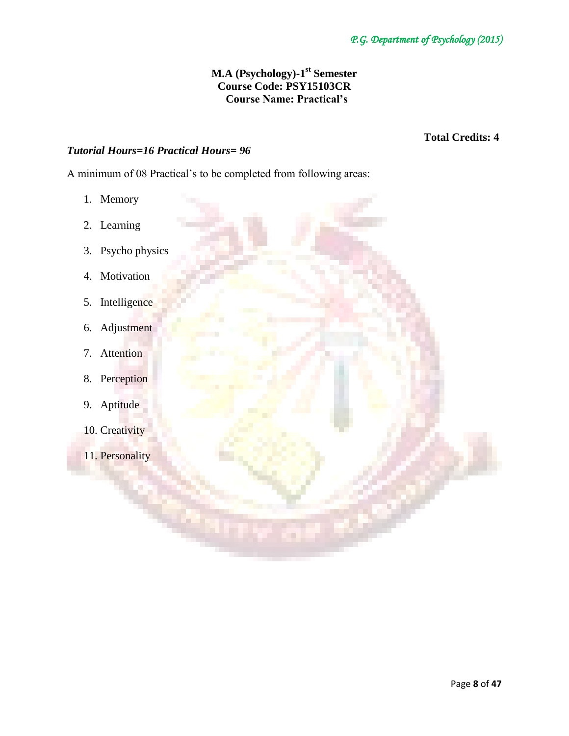**M.A (Psychology)-1st Semester**
**Course Code: PSY15103CR**
**Course Name: Practical's**

**Total Credits: 4**

***Tutorial Hours=16 Practical Hours= 96***

A minimum of 08 Practical's to be completed from following areas:

1. Memory
2. Learning
3. Psycho physics
4. Motivation
5. Intelligence
6. Adjustment
7. Attention
8. Perception
9. Aptitude
10. Creativity
11. Personality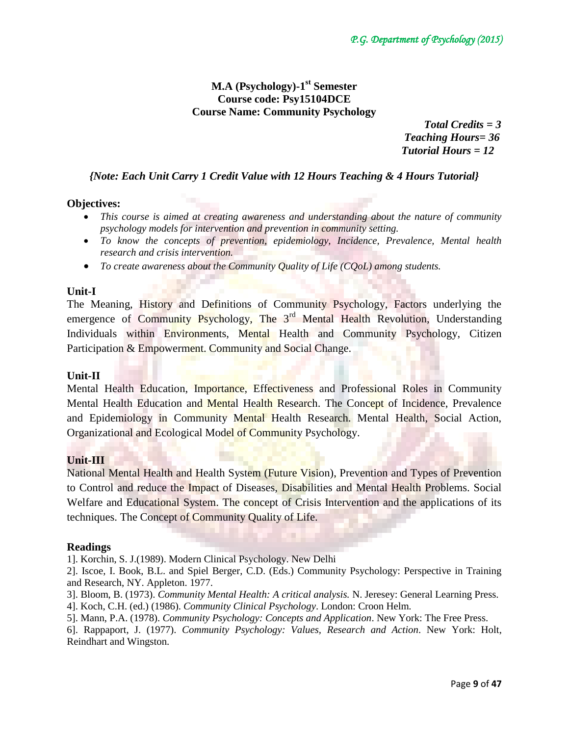**M.A (Psychology)-1st Semester**
**Course code: Psy15104DCE**
**Course Name: Community Psychology**

***Total Credits = 3***
***Teaching Hours= 36***
***Tutorial Hours = 12***

***{Note: Each Unit Carry 1 Credit Value with 12 Hours Teaching & 4 Hours Tutorial}***

**Objectives:**

- *This course is aimed at creating awareness and understanding about the nature of community psychology models for intervention and prevention in community setting.*
- *To know the concepts of prevention, epidemiology, Incidence, Prevalence, Mental health research and crisis intervention.*
- *To create awareness about the Community Quality of Life (CQoL) among students.*

**Unit-I**

The Meaning, History and Definitions of Community Psychology, Factors underlying the emergence of Community Psychology, The 3rd Mental Health Revolution, Understanding Individuals within Environments, Mental Health and Community Psychology, Citizen Participation & Empowerment. Community and Social Change.

**Unit-II**

Mental Health Education, Importance, Effectiveness and Professional Roles in Community Mental Health Education and Mental Health Research. The Concept of Incidence, Prevalence and Epidemiology in Community Mental Health Research. Mental Health, Social Action, Organizational and Ecological Model of Community Psychology.

**Unit-III**

National Mental Health and Health System (Future Vision), Prevention and Types of Prevention to Control and reduce the Impact of Diseases, Disabilities and Mental Health Problems. Social Welfare and Educational System. The concept of Crisis Intervention and the applications of its techniques. The Concept of Community Quality of Life.

**Readings**

1]. Korchin, S. J.(1989). Modern Clinical Psychology. New Delhi

2]. Iscoe, I. Book, B.L. and Spiel Berger, C.D. (Eds.) Community Psychology: Perspective in Training and Research, NY. Appleton. 1977.

3]. Bloom, B. (1973). *Community Mental Health: A critical analysis.* N. Jeresey: General Learning Press.

4]. Koch, C.H. (ed.) (1986). *Community Clinical Psychology*. London: Croon Helm.

5]. Mann, P.A. (1978). *Community Psychology: Concepts and Application*. New York: The Free Press.

6]. Rappaport, J. (1977). *Community Psychology: Values, Research and Action*. New York: Holt, Reindhart and Wingston.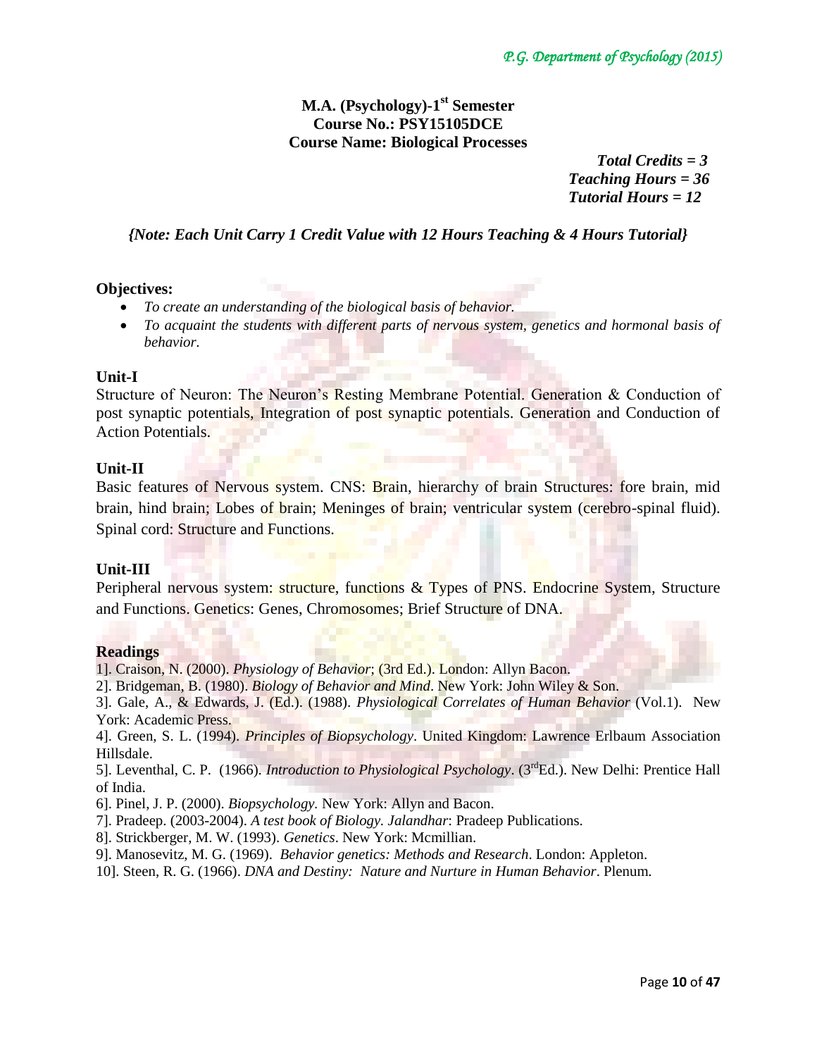## M.A. (Psychology)-1st Semester
## Course No.: PSY15105DCE
## Course Name: Biological Processes

***Total Credits = 3***
***Teaching Hours = 36***
***Tutorial Hours = 12***

***{Note: Each Unit Carry 1 Credit Value with 12 Hours Teaching & 4 Hours Tutorial}***

**Objectives:**

- *To create an understanding of the biological basis of behavior.*
- *To acquaint the students with different parts of nervous system, genetics and hormonal basis of behavior.*

**Unit-I**

Structure of Neuron: The Neuron's Resting Membrane Potential. Generation & Conduction of post synaptic potentials, Integration of post synaptic potentials. Generation and Conduction of Action Potentials.

**Unit-II**

Basic features of Nervous system. CNS: Brain, hierarchy of brain Structures: fore brain, mid brain, hind brain; Lobes of brain; Meninges of brain; ventricular system (cerebro-spinal fluid). Spinal cord: Structure and Functions.

**Unit-III**

Peripheral nervous system: structure, functions & Types of PNS. Endocrine System, Structure and Functions. Genetics: Genes, Chromosomes; Brief Structure of DNA.

**Readings**

1]. Craison, N. (2000). *Physiology of Behavior*; (3rd Ed.). London: Allyn Bacon.
2]. Bridgeman, B. (1980). *Biology of Behavior and Mind*. New York: John Wiley & Son.
3]. Gale, A., & Edwards, J. (Ed.). (1988). *Physiological Correlates of Human Behavior* (Vol.1). New York: Academic Press.
4]. Green, S. L. (1994). *Principles of Biopsychology*. United Kingdom: Lawrence Erlbaum Association Hillsdale.
5]. Leventhal, C. P. (1966). *Introduction to Physiological Psychology*. (3rd Ed.). New Delhi: Prentice Hall of India.
6]. Pinel, J. P. (2000). *Biopsychology*. New York: Allyn and Bacon.
7]. Pradeep. (2003-2004). *A test book of Biology. Jalandhar*: Pradeep Publications.
8]. Strickberger, M. W. (1993). *Genetics*. New York: Mcmillian.
9]. Manosevitz, M. G. (1969). *Behavior genetics: Methods and Research*. London: Appleton.
10]. Steen, R. G. (1966). *DNA and Destiny: Nature and Nurture in Human Behavior*. Plenum.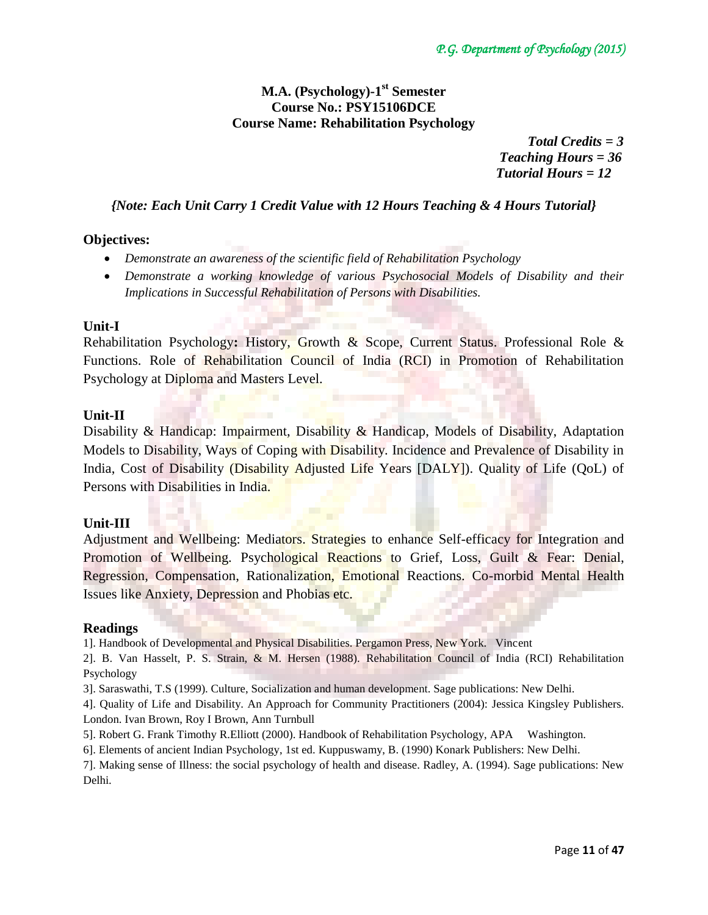**M.A. (Psychology)-1st Semester**
**Course No.: PSY15106DCE**
**Course Name: Rehabilitation Psychology**

***Total Credits = 3***
***Teaching Hours = 36***
***Tutorial Hours = 12***

***{Note: Each Unit Carry 1 Credit Value with 12 Hours Teaching & 4 Hours Tutorial}***

### Objectives:

- *Demonstrate an awareness of the scientific field of Rehabilitation Psychology*
- *Demonstrate a working knowledge of various Psychosocial Models of Disability and their Implications in Successful Rehabilitation of Persons with Disabilities.*

### Unit-I

Rehabilitation Psychology**:** History, Growth & Scope, Current Status. Professional Role & Functions. Role of Rehabilitation Council of India (RCI) in Promotion of Rehabilitation Psychology at Diploma and Masters Level.

### Unit-II

Disability & Handicap: Impairment, Disability & Handicap, Models of Disability, Adaptation Models to Disability, Ways of Coping with Disability. Incidence and Prevalence of Disability in India, Cost of Disability (Disability Adjusted Life Years [DALY]). Quality of Life (QoL) of Persons with Disabilities in India.

### Unit-III

Adjustment and Wellbeing: Mediators. Strategies to enhance Self-efficacy for Integration and Promotion of Wellbeing. Psychological Reactions to Grief, Loss, Guilt & Fear: Denial, Regression, Compensation, Rationalization, Emotional Reactions. Co-morbid Mental Health Issues like Anxiety, Depression and Phobias etc.

### Readings

1]. Handbook of Developmental and Physical Disabilities. Pergamon Press, New York. Vincent

2]. B. Van Hasselt, P. S. Strain, & M. Hersen (1988). Rehabilitation Council of India (RCI) Rehabilitation Psychology

3]. Saraswathi, T.S (1999). Culture, Socialization and human development. Sage publications: New Delhi.

4]. Quality of Life and Disability. An Approach for Community Practitioners (2004): Jessica Kingsley Publishers. London. Ivan Brown, Roy I Brown, Ann Turnbull

5]. Robert G. Frank Timothy R.Elliott (2000). Handbook of Rehabilitation Psychology, APA Washington.

6]. Elements of ancient Indian Psychology, 1st ed. Kuppuswamy, B. (1990) Konark Publishers: New Delhi.

7]. Making sense of Illness: the social psychology of health and disease. Radley, A. (1994). Sage publications: New Delhi.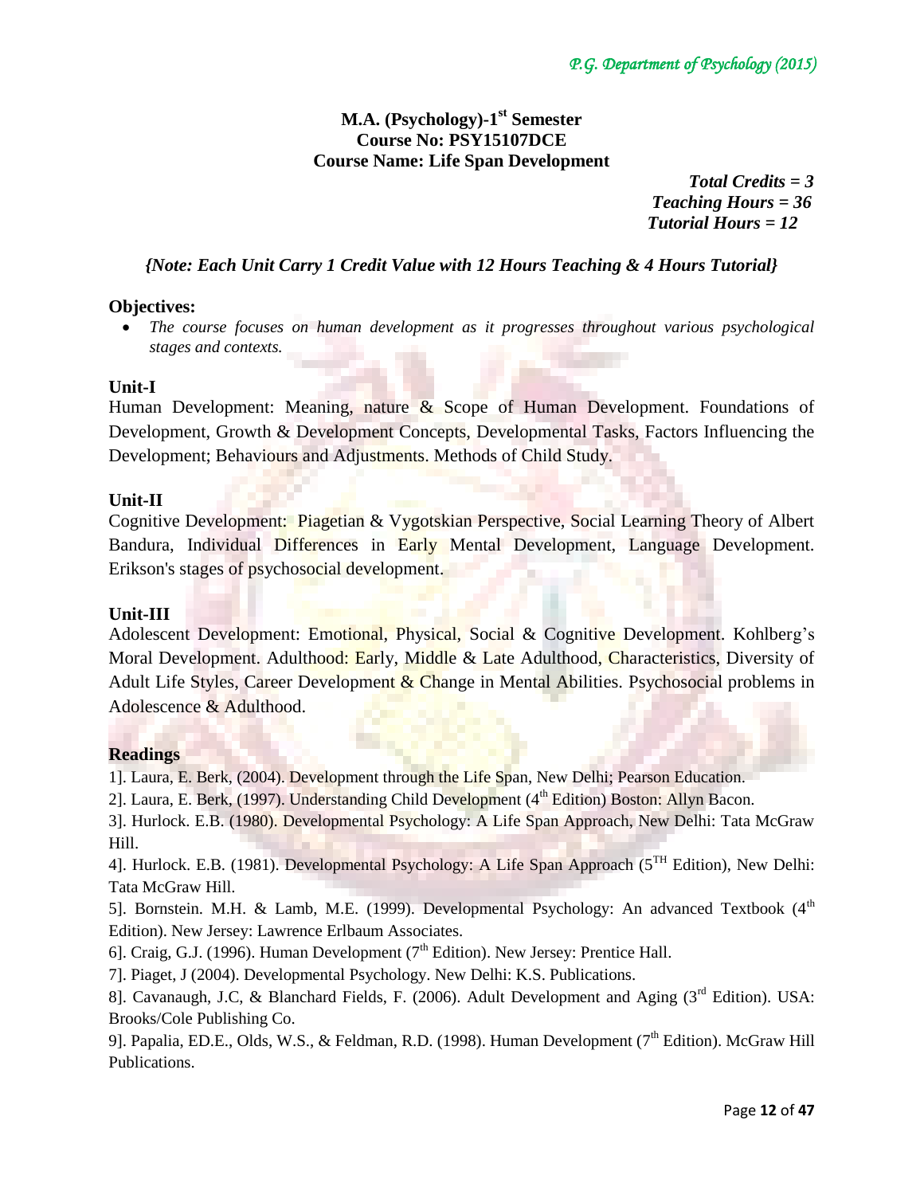**M.A. (Psychology)-1st Semester**
**Course No: PSY15107DCE**
**Course Name: Life Span Development**

*Total Credits = 3*
*Teaching Hours = 36*
*Tutorial Hours = 12*

*{Note: Each Unit Carry 1 Credit Value with 12 Hours Teaching & 4 Hours Tutorial}*

**Objectives:**

- *The course focuses on human development as it progresses throughout various psychological stages and contexts.*

**Unit-I**

Human Development: Meaning, nature & Scope of Human Development. Foundations of Development, Growth & Development Concepts, Developmental Tasks, Factors Influencing the Development; Behaviours and Adjustments. Methods of Child Study.

**Unit-II**

Cognitive Development: Piagetian & Vygotskian Perspective, Social Learning Theory of Albert Bandura, Individual Differences in Early Mental Development, Language Development. Erikson's stages of psychosocial development.

**Unit-III**

Adolescent Development: Emotional, Physical, Social & Cognitive Development. Kohlberg's Moral Development. Adulthood: Early, Middle & Late Adulthood, Characteristics, Diversity of Adult Life Styles, Career Development & Change in Mental Abilities. Psychosocial problems in Adolescence & Adulthood.

**Readings**

1]. Laura, E. Berk, (2004). Development through the Life Span, New Delhi; Pearson Education.

2]. Laura, E. Berk, (1997). Understanding Child Development (4th Edition) Boston: Allyn Bacon.

3]. Hurlock. E.B. (1980). Developmental Psychology: A Life Span Approach, New Delhi: Tata McGraw Hill.

4]. Hurlock. E.B. (1981). Developmental Psychology: A Life Span Approach (5TH Edition), New Delhi: Tata McGraw Hill.

5]. Bornstein. M.H. & Lamb, M.E. (1999). Developmental Psychology: An advanced Textbook (4th Edition). New Jersey: Lawrence Erlbaum Associates.

6]. Craig, G.J. (1996). Human Development (7th Edition). New Jersey: Prentice Hall.

7]. Piaget, J (2004). Developmental Psychology. New Delhi: K.S. Publications.

8]. Cavanaugh, J.C, & Blanchard Fields, F. (2006). Adult Development and Aging (3rd Edition). USA: Brooks/Cole Publishing Co.

9]. Papalia, ED.E., Olds, W.S., & Feldman, R.D. (1998). Human Development (7th Edition). McGraw Hill Publications.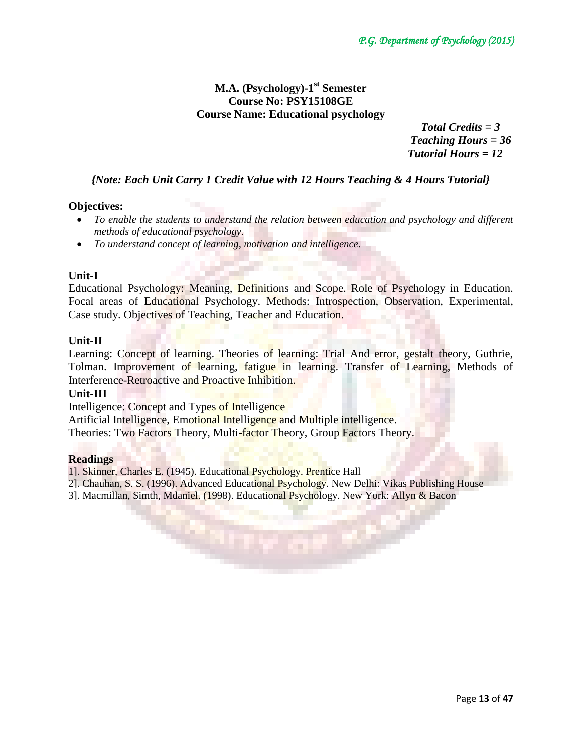# M.A. (Psychology)-1st Semester
## Course No: PSY15108GE
## Course Name: Educational psychology

***Total Credits = 3***
***Teaching Hours = 36***
***Tutorial Hours = 12***

***{Note: Each Unit Carry 1 Credit Value with 12 Hours Teaching & 4 Hours Tutorial}***

**Objectives:**

- *To enable the students to understand the relation between education and psychology and different methods of educational psychology.*
- *To understand concept of learning, motivation and intelligence.*

**Unit-I**

Educational Psychology: Meaning, Definitions and Scope. Role of Psychology in Education. Focal areas of Educational Psychology. Methods: Introspection, Observation, Experimental, Case study. Objectives of Teaching, Teacher and Education.

**Unit-II**

Learning: Concept of learning. Theories of learning: Trial And error, gestalt theory, Guthrie, Tolman. Improvement of learning, fatigue in learning. Transfer of Learning, Methods of Interference-Retroactive and Proactive Inhibition.

**Unit-III**

Intelligence: Concept and Types of Intelligence
Artificial Intelligence, Emotional Intelligence and Multiple intelligence.
Theories: Two Factors Theory, Multi-factor Theory, Group Factors Theory.

**Readings**

1]. Skinner, Charles E. (1945). Educational Psychology. Prentice Hall
2]. Chauhan, S. S. (1996). Advanced Educational Psychology. New Delhi: Vikas Publishing House
3]. Macmillan, Simth, Mdaniel. (1998). Educational Psychology. New York: Allyn & Bacon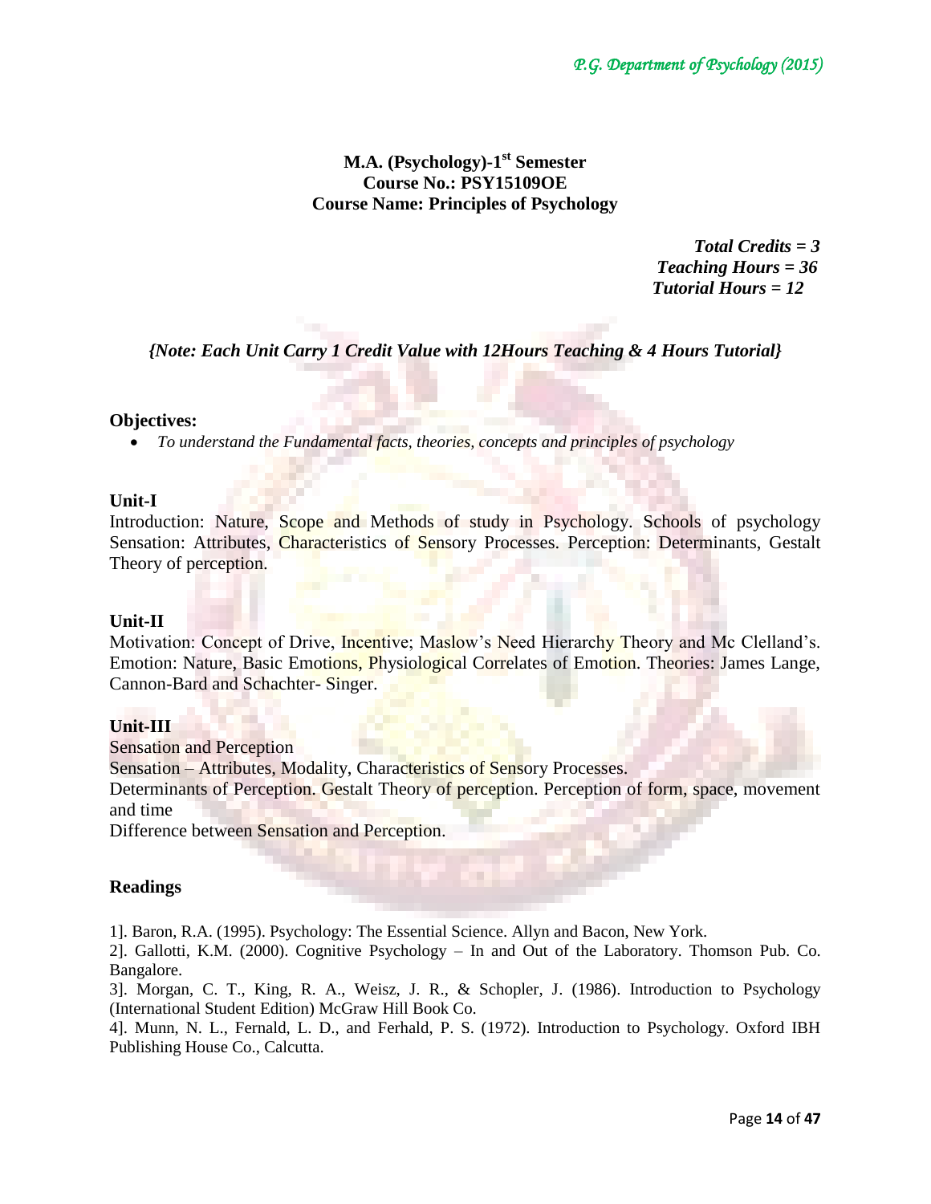**M.A. (Psychology)-1st Semester**
**Course No.: PSY15109OE**
**Course Name: Principles of Psychology**

***Total Credits = 3***
***Teaching Hours = 36***
***Tutorial Hours = 12***

***{Note: Each Unit Carry 1 Credit Value with 12Hours Teaching & 4 Hours Tutorial}***

**Objectives:**

- *To understand the Fundamental facts, theories, concepts and principles of psychology*

**Unit-I**

Introduction: Nature, Scope and Methods of study in Psychology. Schools of psychology Sensation: Attributes, Characteristics of Sensory Processes. Perception: Determinants, Gestalt Theory of perception.

**Unit-II**

Motivation: Concept of Drive, Incentive; Maslow's Need Hierarchy Theory and Mc Clelland's. Emotion: Nature, Basic Emotions, Physiological Correlates of Emotion. Theories: James Lange, Cannon-Bard and Schachter- Singer.

**Unit-III**

Sensation and Perception

Sensation – Attributes, Modality, Characteristics of Sensory Processes.

Determinants of Perception. Gestalt Theory of perception. Perception of form, space, movement and time

Difference between Sensation and Perception.

**Readings**

1]. Baron, R.A. (1995). Psychology: The Essential Science. Allyn and Bacon, New York.

2]. Gallotti, K.M. (2000). Cognitive Psychology – In and Out of the Laboratory. Thomson Pub. Co. Bangalore.

3]. Morgan, C. T., King, R. A., Weisz, J. R., & Schopler, J. (1986). Introduction to Psychology (International Student Edition) McGraw Hill Book Co.

4]. Munn, N. L., Fernald, L. D., and Ferhald, P. S. (1972). Introduction to Psychology. Oxford IBH Publishing House Co., Calcutta.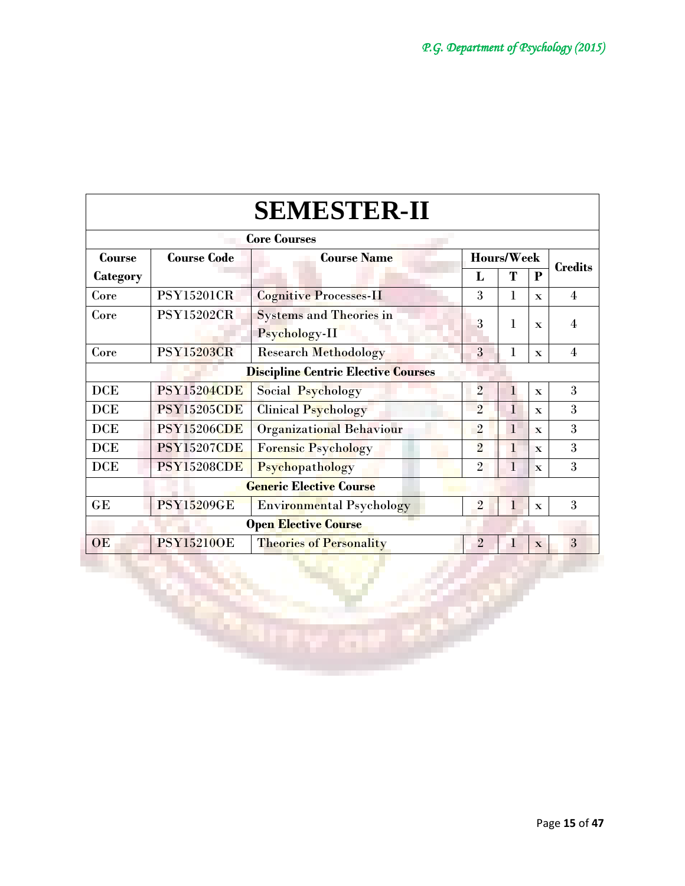# SEMESTER-II

| Course Category | Course Code | Course Name | Hours/Week | | | Credits |
|---|---|---|---|---|---|---|
| | | | L | T | P | |
| **Core Courses** | | | | | | |
| Core | PSY15201CR | Cognitive Processes-II | 3 | 1 | x | 4 |
| Core | PSY15202CR | Systems and Theories in Psychology-II | 3 | 1 | x | 4 |
| Core | PSY15203CR | Research Methodology | 3 | 1 | x | 4 |
| **Discipline Centric Elective Courses** | | | | | | |
| DCE | PSY15204CDE | Social Psychology | 2 | 1 | x | 3 |
| DCE | PSY15205CDE | Clinical Psychology | 2 | 1 | x | 3 |
| DCE | PSY15206CDE | Organizational Behaviour | 2 | 1 | x | 3 |
| DCE | PSY15207CDE | Forensic Psychology | 2 | 1 | x | 3 |
| DCE | PSY15208CDE | Psychopathology | 2 | 1 | x | 3 |
| **Generic Elective Course** | | | | | | |
| GE | PSY15209GE | Environmental Psychology | 2 | 1 | x | 3 |
| **Open Elective Course** | | | | | | |
| OE | PSY15210OE | Theories of Personality | 2 | 1 | x | 3 |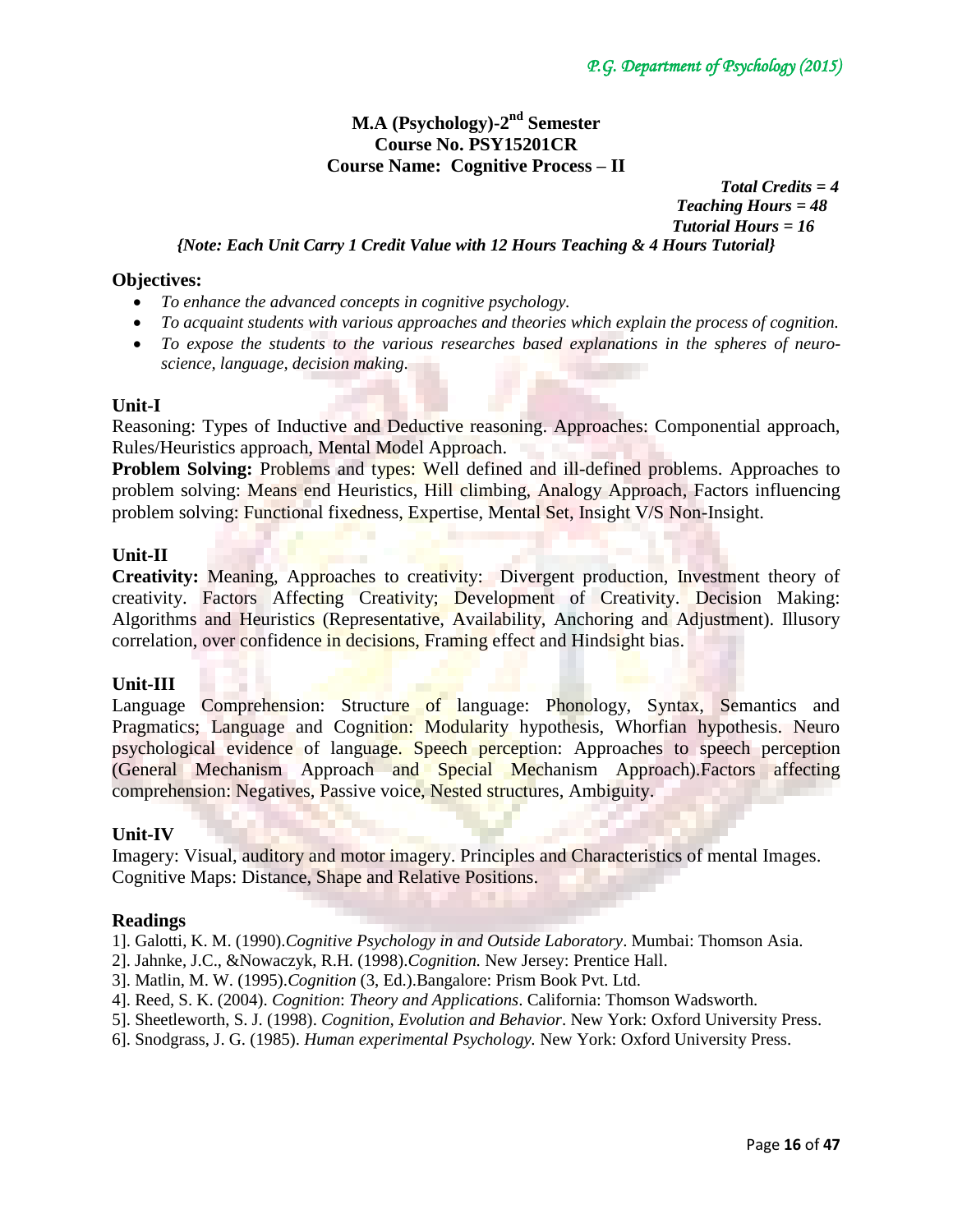## M.A (Psychology)-2nd Semester
## Course No. PSY15201CR
## Course Name: Cognitive Process – II

***Total Credits = 4***
***Teaching Hours = 48***
***Tutorial Hours = 16***

***{Note: Each Unit Carry 1 Credit Value with 12 Hours Teaching & 4 Hours Tutorial}***

**Objectives:**

- *To enhance the advanced concepts in cognitive psychology.*
- *To acquaint students with various approaches and theories which explain the process of cognition.*
- *To expose the students to the various researches based explanations in the spheres of neuro-science, language, decision making.*

**Unit-I**

Reasoning: Types of Inductive and Deductive reasoning. Approaches: Componential approach, Rules/Heuristics approach, Mental Model Approach.

**Problem Solving:** Problems and types: Well defined and ill-defined problems. Approaches to problem solving: Means end Heuristics, Hill climbing, Analogy Approach, Factors influencing problem solving: Functional fixedness, Expertise, Mental Set, Insight V/S Non-Insight.

**Unit-II**

**Creativity:** Meaning, Approaches to creativity: Divergent production, Investment theory of creativity. Factors Affecting Creativity; Development of Creativity. Decision Making: Algorithms and Heuristics (Representative, Availability, Anchoring and Adjustment). Illusory correlation, over confidence in decisions, Framing effect and Hindsight bias.

**Unit-III**

Language Comprehension: Structure of language: Phonology, Syntax, Semantics and Pragmatics; Language and Cognition: Modularity hypothesis, Whorfian hypothesis. Neuro psychological evidence of language. Speech perception: Approaches to speech perception (General Mechanism Approach and Special Mechanism Approach).Factors affecting comprehension: Negatives, Passive voice, Nested structures, Ambiguity.

**Unit-IV**

Imagery: Visual, auditory and motor imagery. Principles and Characteristics of mental Images. Cognitive Maps: Distance, Shape and Relative Positions.

**Readings**

1]. Galotti, K. M. (1990).*Cognitive Psychology in and Outside Laboratory*. Mumbai: Thomson Asia.
2]. Jahnke, J.C., &Nowaczyk, R.H. (1998).*Cognition.* New Jersey: Prentice Hall.
3]. Matlin, M. W. (1995).*Cognition* (3, Ed.).Bangalore: Prism Book Pvt. Ltd.
4]. Reed, S. K. (2004). *Cognition*: *Theory and Applications*. California: Thomson Wadsworth.
5]. Sheetleworth, S. J. (1998). *Cognition, Evolution and Behavior*. New York: Oxford University Press.
6]. Snodgrass, J. G. (1985). *Human experimental Psychology.* New York: Oxford University Press.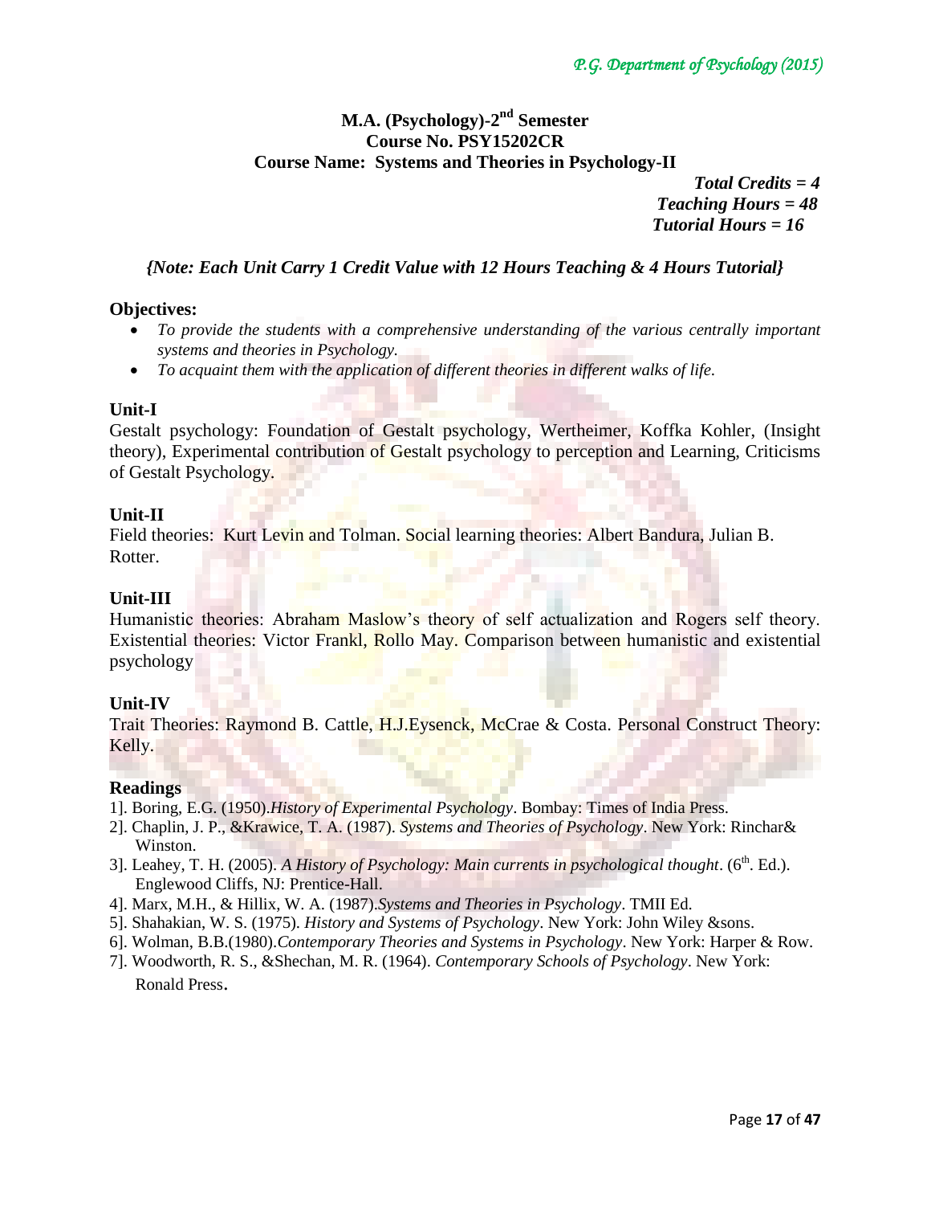## M.A. (Psychology)-2nd Semester
## Course No. PSY15202CR
## Course Name: Systems and Theories in Psychology-II

***Total Credits = 4***
***Teaching Hours = 48***
***Tutorial Hours = 16***

***{Note: Each Unit Carry 1 Credit Value with 12 Hours Teaching & 4 Hours Tutorial}***

### Objectives:

- *To provide the students with a comprehensive understanding of the various centrally important systems and theories in Psychology.*
- *To acquaint them with the application of different theories in different walks of life.*

### Unit-I

Gestalt psychology: Foundation of Gestalt psychology, Wertheimer, Koffka Kohler, (Insight theory), Experimental contribution of Gestalt psychology to perception and Learning, Criticisms of Gestalt Psychology.

### Unit-II

Field theories: Kurt Levin and Tolman. Social learning theories: Albert Bandura, Julian B. Rotter.

### Unit-III

Humanistic theories: Abraham Maslow's theory of self actualization and Rogers self theory. Existential theories: Victor Frankl, Rollo May. Comparison between humanistic and existential psychology

### Unit-IV

Trait Theories: Raymond B. Cattle, H.J.Eysenck, McCrae & Costa. Personal Construct Theory: Kelly.

### Readings

1]. Boring, E.G. (1950).*History of Experimental Psychology*. Bombay: Times of India Press.
2]. Chaplin, J. P., &Krawice, T. A. (1987). *Systems and Theories of Psychology*. New York: Rinchar& Winston.
3]. Leahey, T. H. (2005). *A History of Psychology: Main currents in psychological thought*. (6th. Ed.). Englewood Cliffs, NJ: Prentice-Hall.
4]. Marx, M.H., & Hillix, W. A. (1987).*Systems and Theories in Psychology*. TMII Ed.
5]. Shahakian, W. S. (1975). *History and Systems of Psychology*. New York: John Wiley &sons.
6]. Wolman, B.B.(1980).*Contemporary Theories and Systems in Psychology*. New York: Harper & Row.
7]. Woodworth, R. S., &Shechan, M. R. (1964). *Contemporary Schools of Psychology*. New York: Ronald Press.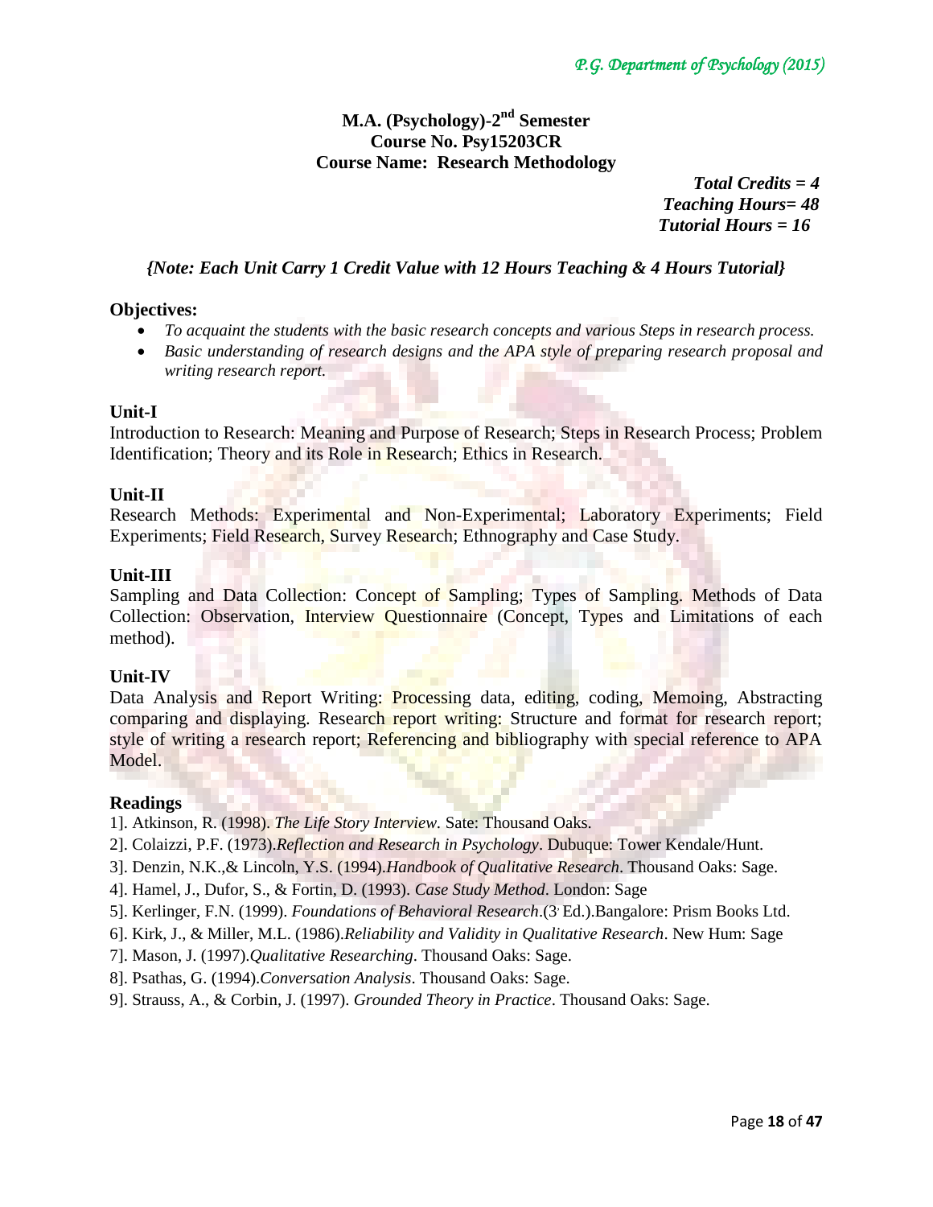**M.A. (Psychology)-2nd Semester**
**Course No. Psy15203CR**
**Course Name: Research Methodology**

*Total Credits = 4*
*Teaching Hours= 48*
*Tutorial Hours = 16*

*{Note: Each Unit Carry 1 Credit Value with 12 Hours Teaching & 4 Hours Tutorial}*

**Objectives:**

- *To acquaint the students with the basic research concepts and various Steps in research process.*
- *Basic understanding of research designs and the APA style of preparing research proposal and writing research report.*

**Unit-I**

Introduction to Research: Meaning and Purpose of Research; Steps in Research Process; Problem Identification; Theory and its Role in Research; Ethics in Research.

**Unit-II**

Research Methods: Experimental and Non-Experimental; Laboratory Experiments; Field Experiments; Field Research, Survey Research; Ethnography and Case Study.

**Unit-III**

Sampling and Data Collection: Concept of Sampling; Types of Sampling. Methods of Data Collection: Observation, Interview Questionnaire (Concept, Types and Limitations of each method).

**Unit-IV**

Data Analysis and Report Writing: Processing data, editing, coding, Memoing, Abstracting comparing and displaying. Research report writing: Structure and format for research report; style of writing a research report; Referencing and bibliography with special reference to APA Model.

**Readings**

1]. Atkinson, R. (1998). *The Life Story Interview.* Sate: Thousand Oaks.
2]. Colaizzi, P.F. (1973).*Reflection and Research in Psychology*. Dubuque: Tower Kendale/Hunt.
3]. Denzin, N.K.,& Lincoln, Y.S. (1994).*Handbook of Qualitative Research*. Thousand Oaks: Sage.
4]. Hamel, J., Dufor, S., & Fortin, D. (1993). *Case Study Method*. London: Sage
5]. Kerlinger, F.N. (1999). *Foundations of Behavioral Research*.(3, Ed.).Bangalore: Prism Books Ltd.
6]. Kirk, J., & Miller, M.L. (1986).*Reliability and Validity in Qualitative Research*. New Hum: Sage
7]. Mason, J. (1997).*Qualitative Researching*. Thousand Oaks: Sage.
8]. Psathas, G. (1994).*Conversation Analysis*. Thousand Oaks: Sage.
9]. Strauss, A., & Corbin, J. (1997). *Grounded Theory in Practice*. Thousand Oaks: Sage.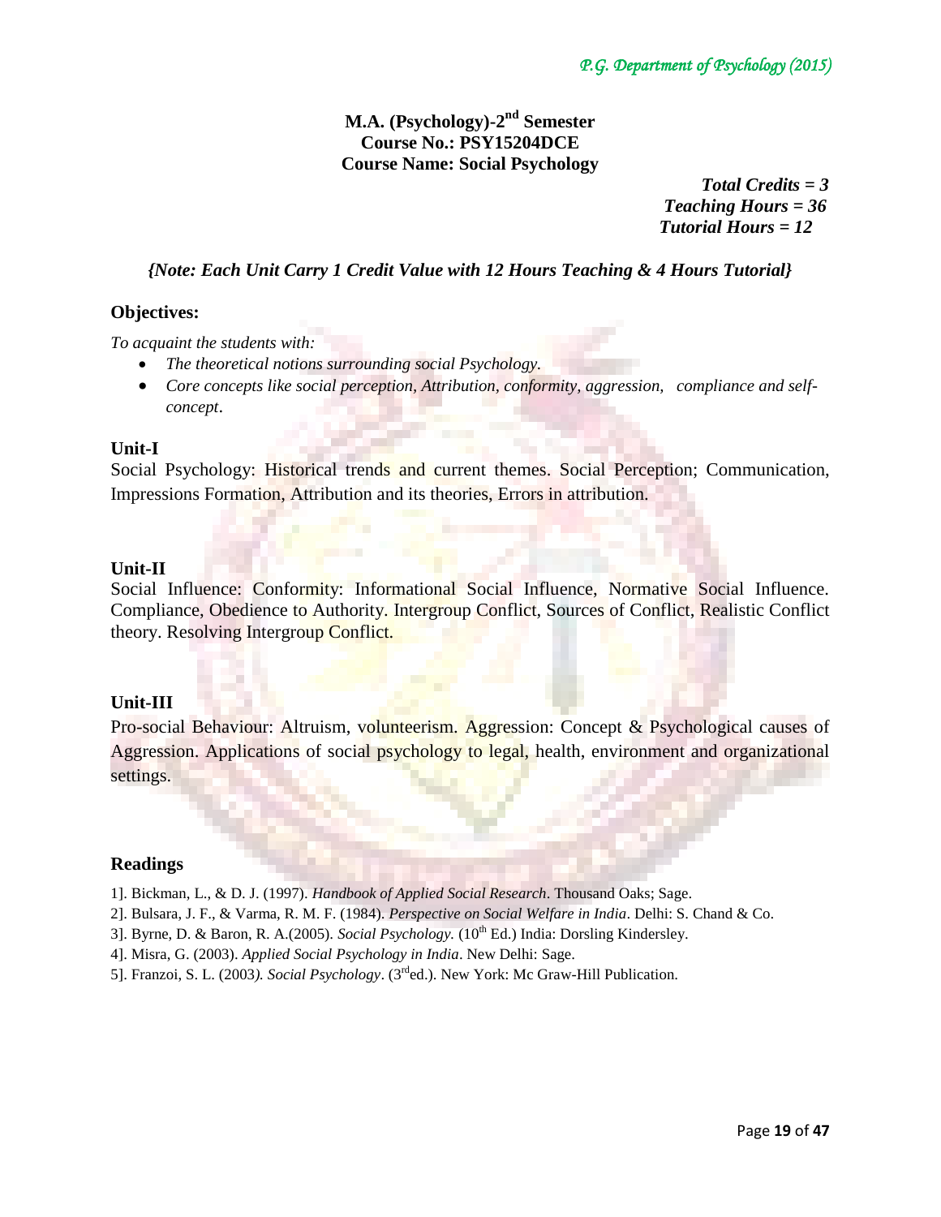**M.A. (Psychology)-2nd Semester**
**Course No.: PSY15204DCE**
**Course Name: Social Psychology**

***Total Credits = 3***
***Teaching Hours = 36***
***Tutorial Hours = 12***

***{Note: Each Unit Carry 1 Credit Value with 12 Hours Teaching & 4 Hours Tutorial}***

## Objectives:

*To acquaint the students with:*

- *The theoretical notions surrounding social Psychology.*
- *Core concepts like social perception, Attribution, conformity, aggression, compliance and self-concept*.

## Unit-I

Social Psychology: Historical trends and current themes. Social Perception; Communication, Impressions Formation, Attribution and its theories, Errors in attribution.

## Unit-II

Social Influence: Conformity: Informational Social Influence, Normative Social Influence. Compliance, Obedience to Authority. Intergroup Conflict, Sources of Conflict, Realistic Conflict theory. Resolving Intergroup Conflict.

## Unit-III

Pro-social Behaviour: Altruism, volunteerism. Aggression: Concept & Psychological causes of Aggression. Applications of social psychology to legal, health, environment and organizational settings.

## Readings

1]. Bickman, L., & D. J. (1997). *Handbook of Applied Social Research*. Thousand Oaks; Sage.
2]. Bulsara, J. F., & Varma, R. M. F. (1984). *Perspective on Social Welfare in India*. Delhi: S. Chand & Co.
3]. Byrne, D. & Baron, R. A.(2005). *Social Psychology.* (10th Ed.) India: Dorsling Kindersley.
4]. Misra, G. (2003). *Applied Social Psychology in India*. New Delhi: Sage.
5]. Franzoi, S. L. (2003). *Social Psychology*. (3rd ed.). New York: Mc Graw-Hill Publication.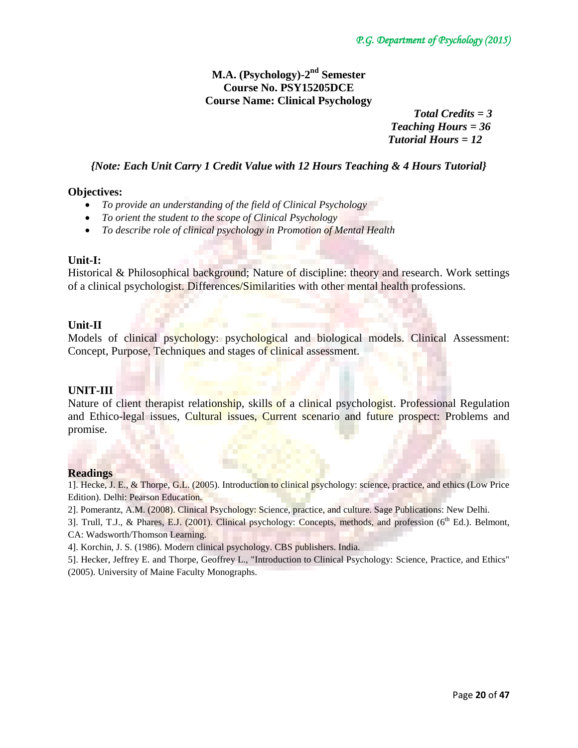**M.A. (Psychology)-2nd Semester**
**Course No. PSY15205DCE**
**Course Name: Clinical Psychology**

*Total Credits = 3*
*Teaching Hours = 36*
*Tutorial Hours = 12*

*{Note: Each Unit Carry 1 Credit Value with 12 Hours Teaching & 4 Hours Tutorial}*

**Objectives:**

- *To provide an understanding of the field of Clinical Psychology*
- *To orient the student to the scope of Clinical Psychology*
- *To describe role of clinical psychology in Promotion of Mental Health*

**Unit-I:**

Historical & Philosophical background; Nature of discipline: theory and research. Work settings of a clinical psychologist. Differences/Similarities with other mental health professions.

**Unit-II**

Models of clinical psychology: psychological and biological models. Clinical Assessment: Concept, Purpose, Techniques and stages of clinical assessment.

**UNIT-III**

Nature of client therapist relationship, skills of a clinical psychologist. Professional Regulation and Ethico-legal issues, Cultural issues, Current scenario and future prospect: Problems and promise.

**Readings**

1]. Hecke, J. E., & Thorpe, G.L. (2005). Introduction to clinical psychology: science, practice, and ethics (Low Price Edition). Delhi: Pearson Education.

2]. Pomerantz, A.M. (2008). Clinical Psychology: Science, practice, and culture. Sage Publications: New Delhi.

3]. Trull, T.J., & Phares, E.J. (2001). Clinical psychology: Concepts, methods, and profession (6th Ed.). Belmont, CA: Wadsworth/Thomson Learning.

4]. Korchin, J. S. (1986). Modern clinical psychology. CBS publishers. India.

5]. Hecker, Jeffrey E. and Thorpe, Geoffrey L., "Introduction to Clinical Psychology: Science, Practice, and Ethics" (2005). University of Maine Faculty Monographs.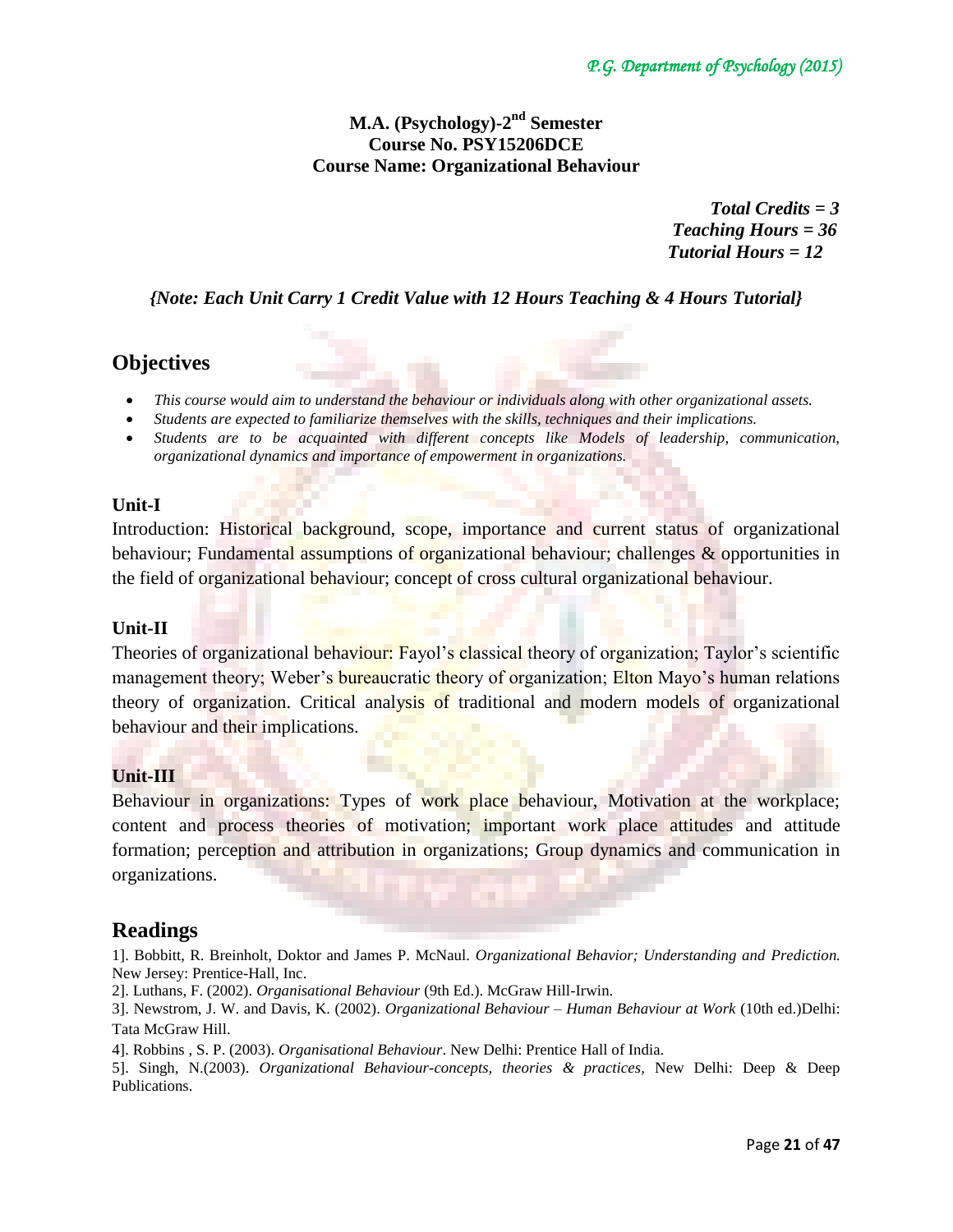**M.A. (Psychology)-2nd Semester**
**Course No. PSY15206DCE**
**Course Name: Organizational Behaviour**

***Total Credits = 3***
***Teaching Hours = 36***
***Tutorial Hours = 12***

***{Note: Each Unit Carry 1 Credit Value with 12 Hours Teaching & 4 Hours Tutorial}***

## Objectives

- *This course would aim to understand the behaviour or individuals along with other organizational assets.*
- *Students are expected to familiarize themselves with the skills, techniques and their implications.*
- *Students are to be acquainted with different concepts like Models of leadership, communication, organizational dynamics and importance of empowerment in organizations.*

### Unit-I

Introduction: Historical background, scope, importance and current status of organizational behaviour; Fundamental assumptions of organizational behaviour; challenges & opportunities in the field of organizational behaviour; concept of cross cultural organizational behaviour.

### Unit-II

Theories of organizational behaviour: Fayol's classical theory of organization; Taylor's scientific management theory; Weber's bureaucratic theory of organization; Elton Mayo's human relations theory of organization. Critical analysis of traditional and modern models of organizational behaviour and their implications.

### Unit-III

Behaviour in organizations: Types of work place behaviour, Motivation at the workplace; content and process theories of motivation; important work place attitudes and attitude formation; perception and attribution in organizations; Group dynamics and communication in organizations.

## Readings

1]. Bobbitt, R. Breinholt, Doktor and James P. McNaul. *Organizational Behavior; Understanding and Prediction.* New Jersey: Prentice-Hall, Inc.

2]. Luthans, F. (2002). *Organisational Behaviour* (9th Ed.). McGraw Hill-Irwin.

3]. Newstrom, J. W. and Davis, K. (2002). *Organizational Behaviour – Human Behaviour at Work* (10th ed.)Delhi: Tata McGraw Hill.

4]. Robbins , S. P. (2003). *Organisational Behaviour*. New Delhi: Prentice Hall of India.

5]. Singh, N.(2003). *Organizational Behaviour-concepts, theories & practices,* New Delhi: Deep & Deep Publications.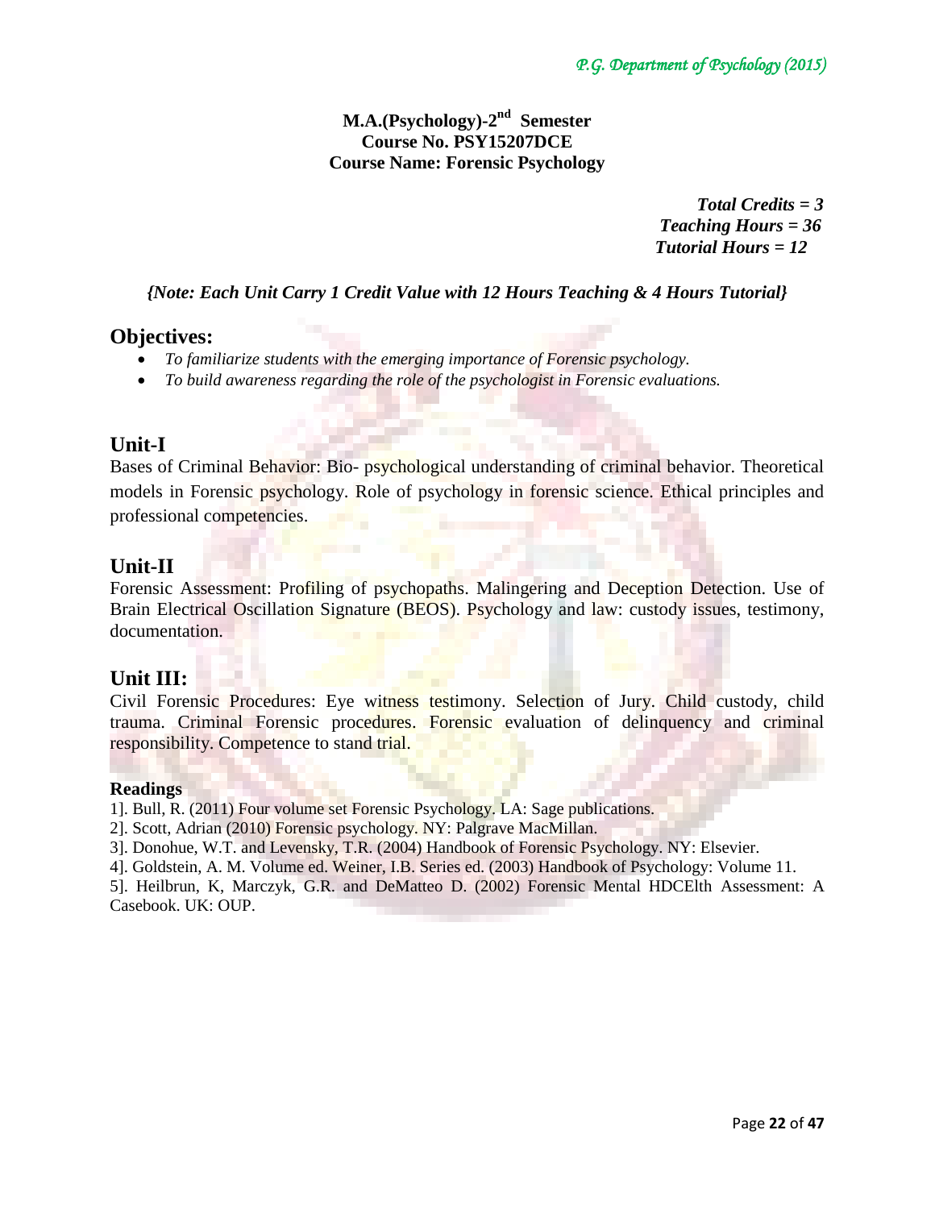**M.A.(Psychology)-2nd Semester**
**Course No. PSY15207DCE**
**Course Name: Forensic Psychology**

***Total Credits = 3***
***Teaching Hours = 36***
***Tutorial Hours = 12***

***{Note: Each Unit Carry 1 Credit Value with 12 Hours Teaching & 4 Hours Tutorial}***

## Objectives:

- *To familiarize students with the emerging importance of Forensic psychology.*
- *To build awareness regarding the role of the psychologist in Forensic evaluations.*

## Unit-I

Bases of Criminal Behavior: Bio- psychological understanding of criminal behavior. Theoretical models in Forensic psychology. Role of psychology in forensic science. Ethical principles and professional competencies.

## Unit-II

Forensic Assessment: Profiling of psychopaths. Malingering and Deception Detection. Use of Brain Electrical Oscillation Signature (BEOS). Psychology and law: custody issues, testimony, documentation.

## Unit III:

Civil Forensic Procedures: Eye witness testimony. Selection of Jury. Child custody, child trauma. Criminal Forensic procedures. Forensic evaluation of delinquency and criminal responsibility. Competence to stand trial.

**Readings**

1]. Bull, R. (2011) Four volume set Forensic Psychology. LA: Sage publications.
2]. Scott, Adrian (2010) Forensic psychology. NY: Palgrave MacMillan.
3]. Donohue, W.T. and Levensky, T.R. (2004) Handbook of Forensic Psychology. NY: Elsevier.
4]. Goldstein, A. M. Volume ed. Weiner, I.B. Series ed. (2003) Handbook of Psychology: Volume 11.
5]. Heilbrun, K, Marczyk, G.R. and DeMatteo D. (2002) Forensic Mental HDCElth Assessment: A Casebook. UK: OUP.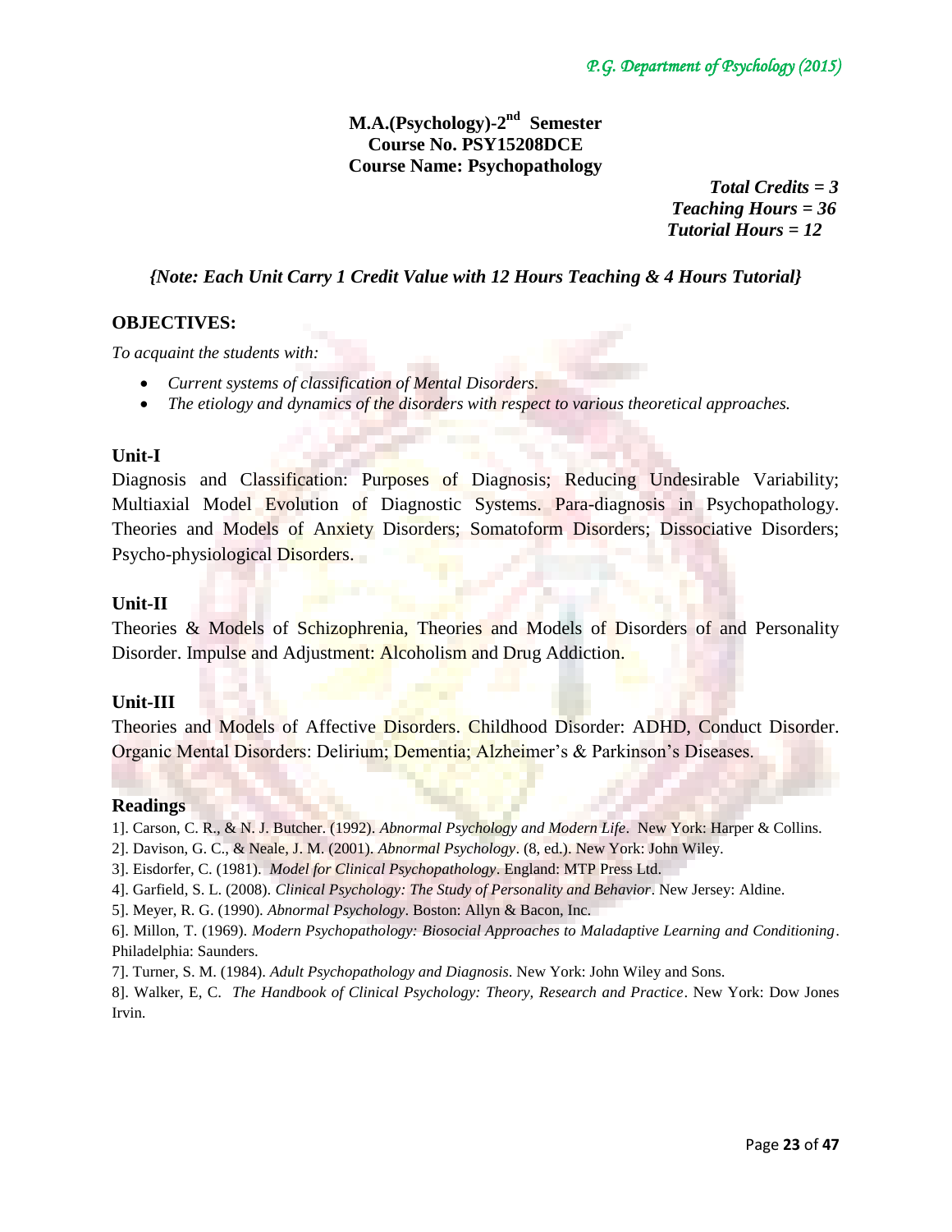## M.A.(Psychology)-2nd Semester
## Course No. PSY15208DCE
## Course Name: Psychopathology

***Total Credits = 3***
***Teaching Hours = 36***
***Tutorial Hours = 12***

***{Note: Each Unit Carry 1 Credit Value with 12 Hours Teaching & 4 Hours Tutorial}***

### OBJECTIVES:

*To acquaint the students with:*

- *Current systems of classification of Mental Disorders.*
- *The etiology and dynamics of the disorders with respect to various theoretical approaches.*

### Unit-I

Diagnosis and Classification: Purposes of Diagnosis; Reducing Undesirable Variability; Multiaxial Model Evolution of Diagnostic Systems. Para-diagnosis in Psychopathology. Theories and Models of Anxiety Disorders; Somatoform Disorders; Dissociative Disorders; Psycho-physiological Disorders.

### Unit-II

Theories & Models of Schizophrenia, Theories and Models of Disorders of and Personality Disorder. Impulse and Adjustment: Alcoholism and Drug Addiction.

### Unit-III

Theories and Models of Affective Disorders. Childhood Disorder: ADHD, Conduct Disorder. Organic Mental Disorders: Delirium; Dementia; Alzheimer's & Parkinson's Diseases.

### Readings

1]. Carson, C. R., & N. J. Butcher. (1992). *Abnormal Psychology and Modern Life*. New York: Harper & Collins.

2]. Davison, G. C., & Neale, J. M. (2001). *Abnormal Psychology*. (8, ed.). New York: John Wiley.

3]. Eisdorfer, C. (1981). *Model for Clinical Psychopathology*. England: MTP Press Ltd.

4]. Garfield, S. L. (2008). *Clinical Psychology: The Study of Personality and Behavior*. New Jersey: Aldine.

5]. Meyer, R. G. (1990). *Abnormal Psychology*. Boston: Allyn & Bacon, Inc.

6]. Millon, T. (1969). *Modern Psychopathology: Biosocial Approaches to Maladaptive Learning and Conditioning*. Philadelphia: Saunders.

7]. Turner, S. M. (1984). *Adult Psychopathology and Diagnosis*. New York: John Wiley and Sons.

8]. Walker, E, C. *The Handbook of Clinical Psychology: Theory, Research and Practice*. New York: Dow Jones Irvin.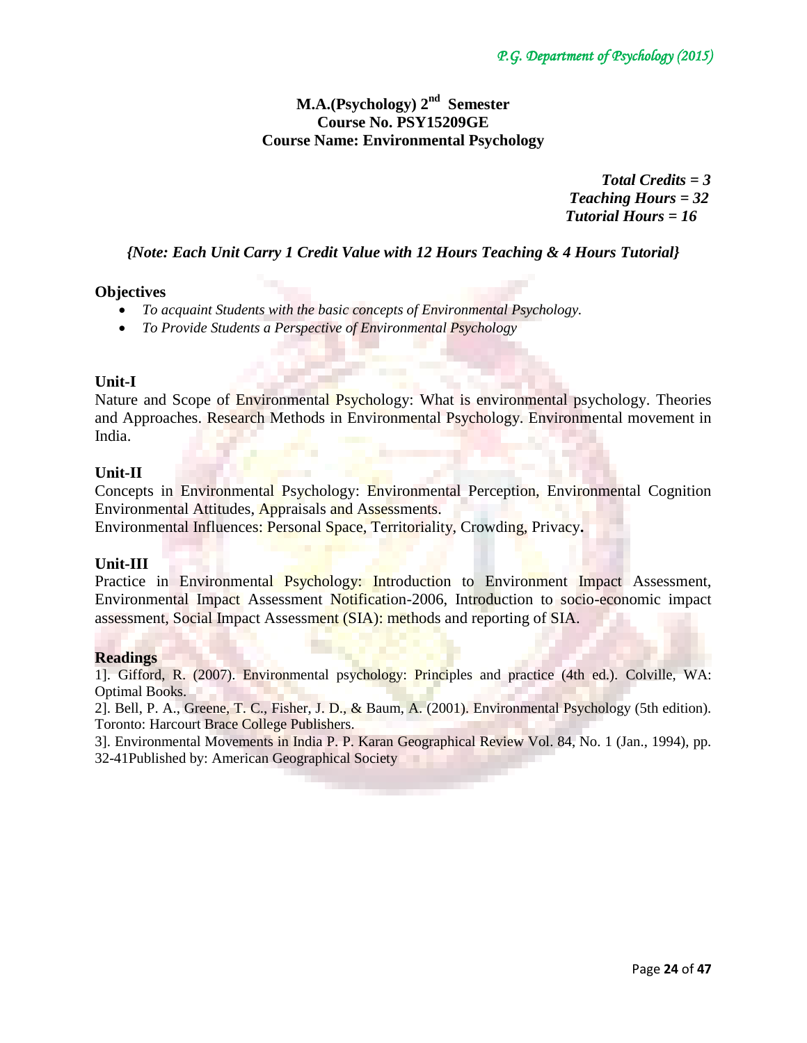**M.A.(Psychology) 2nd Semester**
**Course No. PSY15209GE**
**Course Name: Environmental Psychology**

***Total Credits = 3***
***Teaching Hours = 32***
***Tutorial Hours = 16***

***{Note: Each Unit Carry 1 Credit Value with 12 Hours Teaching & 4 Hours Tutorial}***

### Objectives

- *To acquaint Students with the basic concepts of Environmental Psychology.*
- *To Provide Students a Perspective of Environmental Psychology*

### Unit-I

Nature and Scope of Environmental Psychology: What is environmental psychology. Theories and Approaches. Research Methods in Environmental Psychology. Environmental movement in India.

### Unit-II

Concepts in Environmental Psychology: Environmental Perception, Environmental Cognition Environmental Attitudes, Appraisals and Assessments.
Environmental Influences: Personal Space, Territoriality, Crowding, Privacy**.**

### Unit-III

Practice in Environmental Psychology: Introduction to Environment Impact Assessment, Environmental Impact Assessment Notification-2006, Introduction to socio-economic impact assessment, Social Impact Assessment (SIA): methods and reporting of SIA.

### Readings

1]. Gifford, R. (2007). Environmental psychology: Principles and practice (4th ed.). Colville, WA: Optimal Books.
2]. Bell, P. A., Greene, T. C., Fisher, J. D., & Baum, A. (2001). Environmental Psychology (5th edition). Toronto: Harcourt Brace College Publishers.
3]. Environmental Movements in India P. P. Karan Geographical Review Vol. 84, No. 1 (Jan., 1994), pp. 32-41Published by: American Geographical Society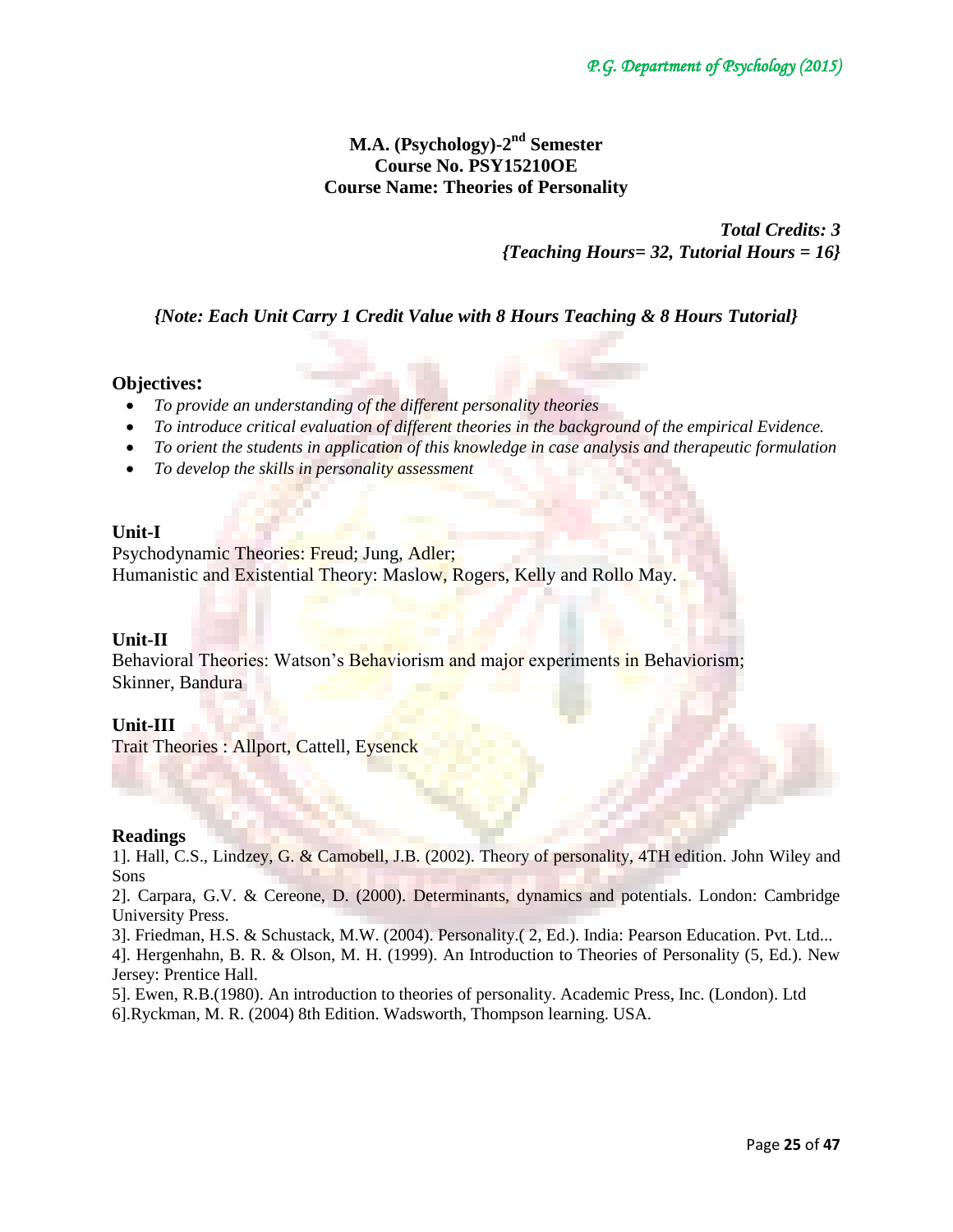**M.A. (Psychology)-2nd Semester**
**Course No. PSY15210OE**
**Course Name: Theories of Personality**

***Total Credits: 3***
***{Teaching Hours= 32, Tutorial Hours = 16}***

***{Note: Each Unit Carry 1 Credit Value with 8 Hours Teaching & 8 Hours Tutorial}***

**Objectives:**

- *To provide an understanding of the different personality theories*
- *To introduce critical evaluation of different theories in the background of the empirical Evidence.*
- *To orient the students in application of this knowledge in case analysis and therapeutic formulation*
- *To develop the skills in personality assessment*

**Unit-I**
Psychodynamic Theories: Freud; Jung, Adler;
Humanistic and Existential Theory: Maslow, Rogers, Kelly and Rollo May.

**Unit-II**
Behavioral Theories: Watson's Behaviorism and major experiments in Behaviorism;
Skinner, Bandura

**Unit-III**
Trait Theories : Allport, Cattell, Eysenck

**Readings**

1]. Hall, C.S., Lindzey, G. & Camobell, J.B. (2002). Theory of personality, 4TH edition. John Wiley and Sons

2]. Carpara, G.V. & Cereone, D. (2000). Determinants, dynamics and potentials. London: Cambridge University Press.

3]. Friedman, H.S. & Schustack, M.W. (2004). Personality.( 2, Ed.). India: Pearson Education. Pvt. Ltd...

4]. Hergenhahn, B. R. & Olson, M. H. (1999). An Introduction to Theories of Personality (5, Ed.). New Jersey: Prentice Hall.

5]. Ewen, R.B.(1980). An introduction to theories of personality. Academic Press, Inc. (London). Ltd

6].Ryckman, M. R. (2004) 8th Edition. Wadsworth, Thompson learning. USA.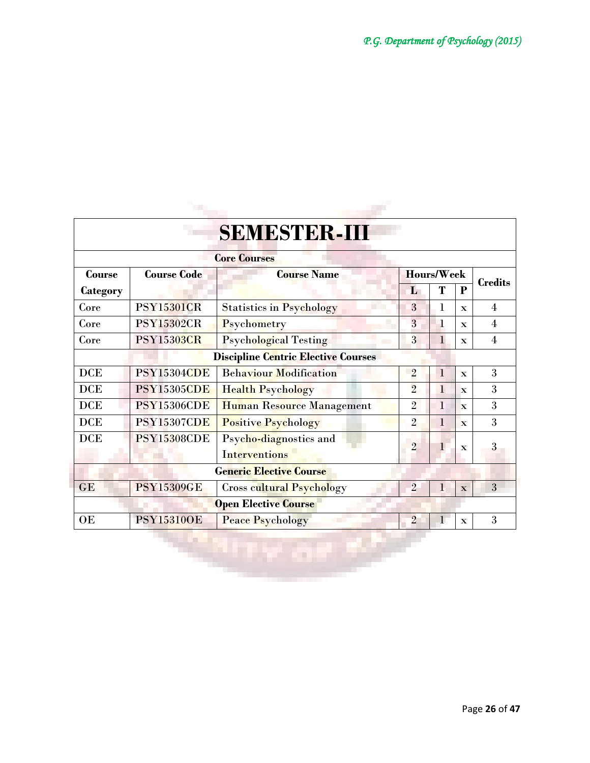| SEMESTER-III | | | | | | |
|---|---|---|---|---|---|---|
| **Core Courses** | | | | | | |
| **Course Category** | **Course Code** | **Course Name** | **Hours/Week** | | | **Credits** |
| | | | **L** | **T** | **P** | |
| Core | PSY15301CR | Statistics in Psychology | 3 | 1 | x | 4 |
| Core | PSY15302CR | Psychometry | 3 | 1 | x | 4 |
| Core | PSY15303CR | Psychological Testing | 3 | 1 | x | 4 |
| **Discipline Centric Elective Courses** | | | | | | |
| DCE | PSY15304CDE | Behaviour Modification | 2 | 1 | x | 3 |
| DCE | PSY15305CDE | Health Psychology | 2 | 1 | x | 3 |
| DCE | PSY15306CDE | Human Resource Management | 2 | 1 | x | 3 |
| DCE | PSY15307CDE | Positive Psychology | 2 | 1 | x | 3 |
| DCE | PSY15308CDE | Psycho-diagnostics and Interventions | 2 | 1 | x | 3 |
| **Generic Elective Course** | | | | | | |
| GE | PSY15309GE | Cross cultural Psychology | 2 | 1 | x | 3 |
| **Open Elective Course** | | | | | | |
| OE | PSY15310OE | Peace Psychology | 2 | 1 | x | 3 |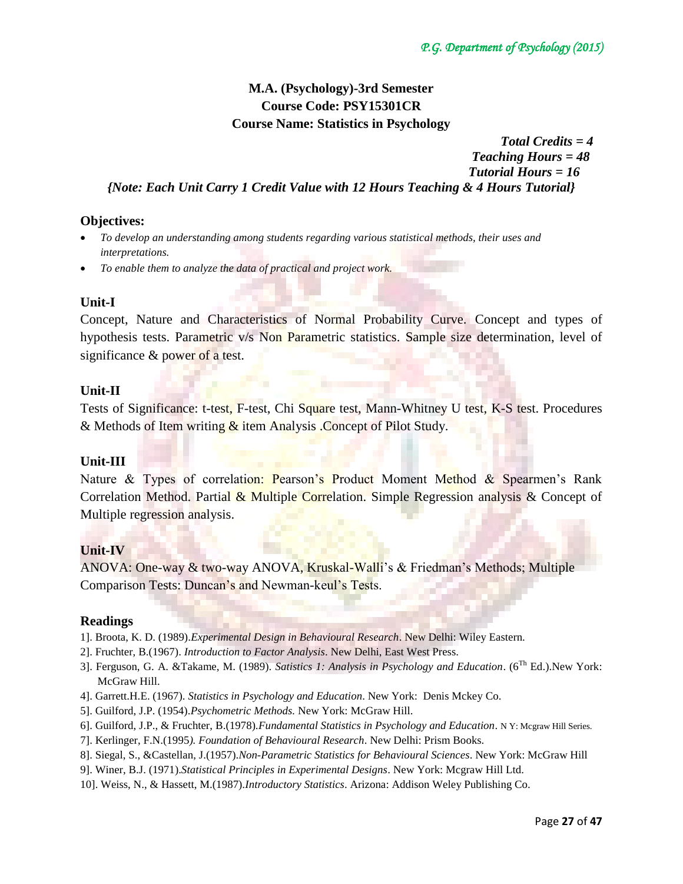## M.A. (Psychology)-3rd Semester
## Course Code: PSY15301CR
## Course Name: Statistics in Psychology

***Total Credits = 4***
***Teaching Hours = 48***
***Tutorial Hours = 16***

***{Note: Each Unit Carry 1 Credit Value with 12 Hours Teaching & 4 Hours Tutorial}***

### Objectives:

- *To develop an understanding among students regarding various statistical methods, their uses and interpretations.*
- *To enable them to analyze the data of practical and project work.*

### Unit-I

Concept, Nature and Characteristics of Normal Probability Curve. Concept and types of hypothesis tests. Parametric v/s Non Parametric statistics. Sample size determination, level of significance & power of a test.

### Unit-II

Tests of Significance: t-test, F-test, Chi Square test, Mann-Whitney U test, K-S test. Procedures & Methods of Item writing & item Analysis .Concept of Pilot Study.

### Unit-III

Nature & Types of correlation: Pearson's Product Moment Method & Spearmen's Rank Correlation Method. Partial & Multiple Correlation. Simple Regression analysis & Concept of Multiple regression analysis.

### Unit-IV

ANOVA: One-way & two-way ANOVA, Kruskal-Walli's & Friedman's Methods; Multiple Comparison Tests: Duncan's and Newman-keul's Tests.

### Readings

1]. Broota, K. D. (1989).*Experimental Design in Behavioural Research*. New Delhi: Wiley Eastern.
2]. Fruchter, B.(1967). *Introduction to Factor Analysis*. New Delhi, East West Press.
3]. Ferguson, G. A. &Takame, M. (1989). *Satistics 1: Analysis in Psychology and Education*. (6Th Ed.).New York: McGraw Hill.
4]. Garrett.H.E. (1967). *Statistics in Psychology and Education*. New York: Denis Mckey Co.
5]. Guilford, J.P. (1954).*Psychometric Methods*. New York: McGraw Hill.
6]. Guilford, J.P., & Fruchter, B.(1978).*Fundamental Statistics in Psychology and Education*. N Y: Mcgraw Hill Series.
7]. Kerlinger, F.N.(1995*). Foundation of Behavioural Research*. New Delhi: Prism Books.
8]. Siegal, S., &Castellan, J.(1957).*Non-Parametric Statistics for Behavioural Sciences*. New York: McGraw Hill
9]. Winer, B.J. (1971).*Statistical Principles in Experimental Designs*. New York: Mcgraw Hill Ltd.
10]. Weiss, N., & Hassett, M.(1987).*Introductory Statistics*. Arizona: Addison Weley Publishing Co.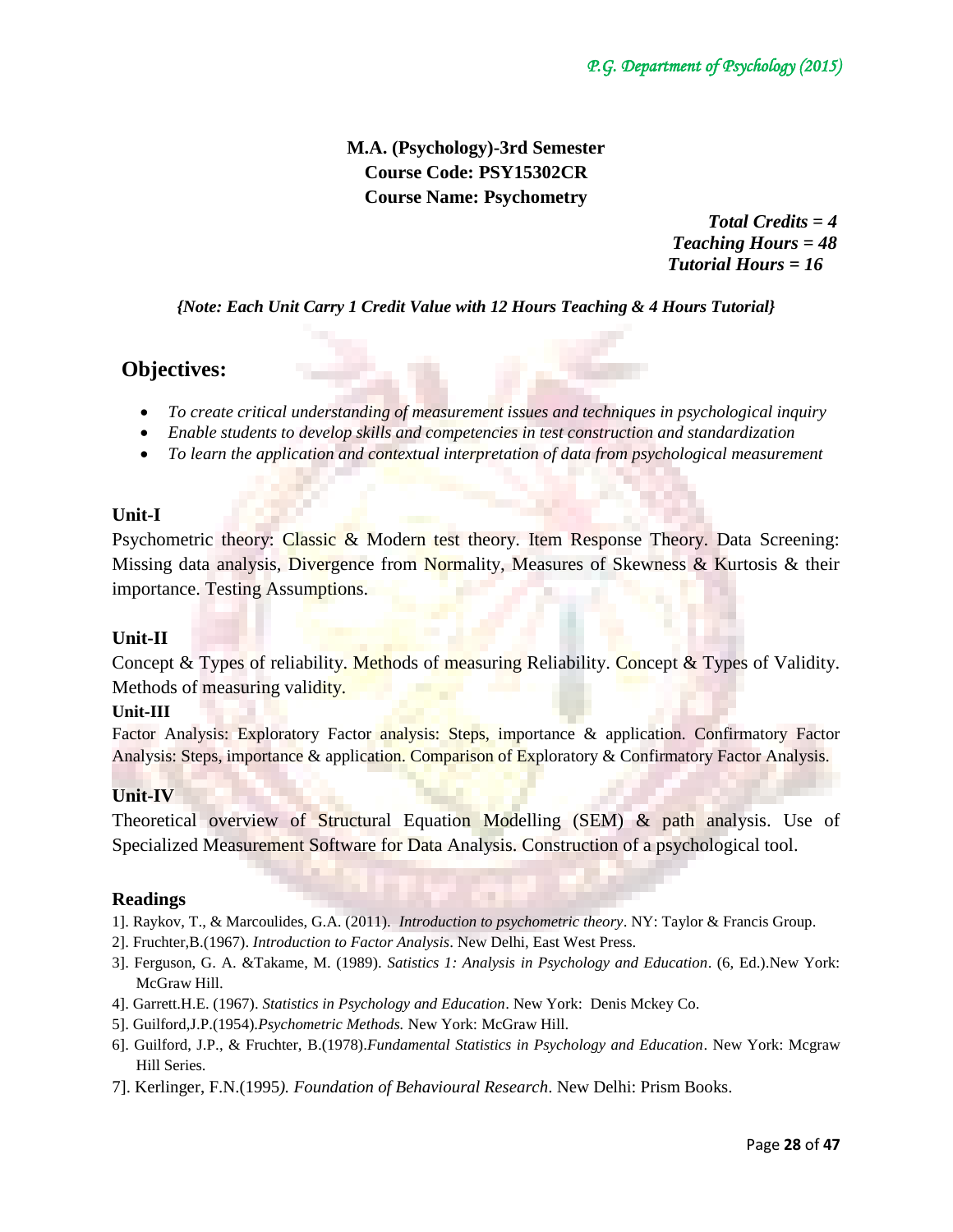**M.A. (Psychology)-3rd Semester**
**Course Code: PSY15302CR**
**Course Name: Psychometry**

***Total Credits = 4***
***Teaching Hours = 48***
***Tutorial Hours = 16***

***{Note: Each Unit Carry 1 Credit Value with 12 Hours Teaching & 4 Hours Tutorial}***

## Objectives:

- *To create critical understanding of measurement issues and techniques in psychological inquiry*
- *Enable students to develop skills and competencies in test construction and standardization*
- *To learn the application and contextual interpretation of data from psychological measurement*

### Unit-I

Psychometric theory: Classic & Modern test theory. Item Response Theory. Data Screening: Missing data analysis, Divergence from Normality, Measures of Skewness & Kurtosis & their importance. Testing Assumptions.

### Unit-II

Concept & Types of reliability. Methods of measuring Reliability. Concept & Types of Validity. Methods of measuring validity.

### Unit-III

Factor Analysis: Exploratory Factor analysis: Steps, importance & application. Confirmatory Factor Analysis: Steps, importance & application. Comparison of Exploratory & Confirmatory Factor Analysis.

### Unit-IV

Theoretical overview of Structural Equation Modelling (SEM) & path analysis. Use of Specialized Measurement Software for Data Analysis. Construction of a psychological tool.

### Readings

1]. Raykov, T., & Marcoulides, G.A. (2011). *Introduction to psychometric theory*. NY: Taylor & Francis Group.
2]. Fruchter,B.(1967). *Introduction to Factor Analysis*. New Delhi, East West Press.
3]. Ferguson, G. A. &Takame, M. (1989). *Satistics 1: Analysis in Psychology and Education*. (6, Ed.).New York: McGraw Hill.
4]. Garrett.H.E. (1967). *Statistics in Psychology and Education*. New York: Denis Mckey Co.
5]. Guilford,J.P.(1954).*Psychometric Methods.* New York: McGraw Hill.
6]. Guilford, J.P., & Fruchter, B.(1978).*Fundamental Statistics in Psychology and Education*. New York: Mcgraw Hill Series.
7]. Kerlinger, F.N.(1995*). Foundation of Behavioural Research*. New Delhi: Prism Books.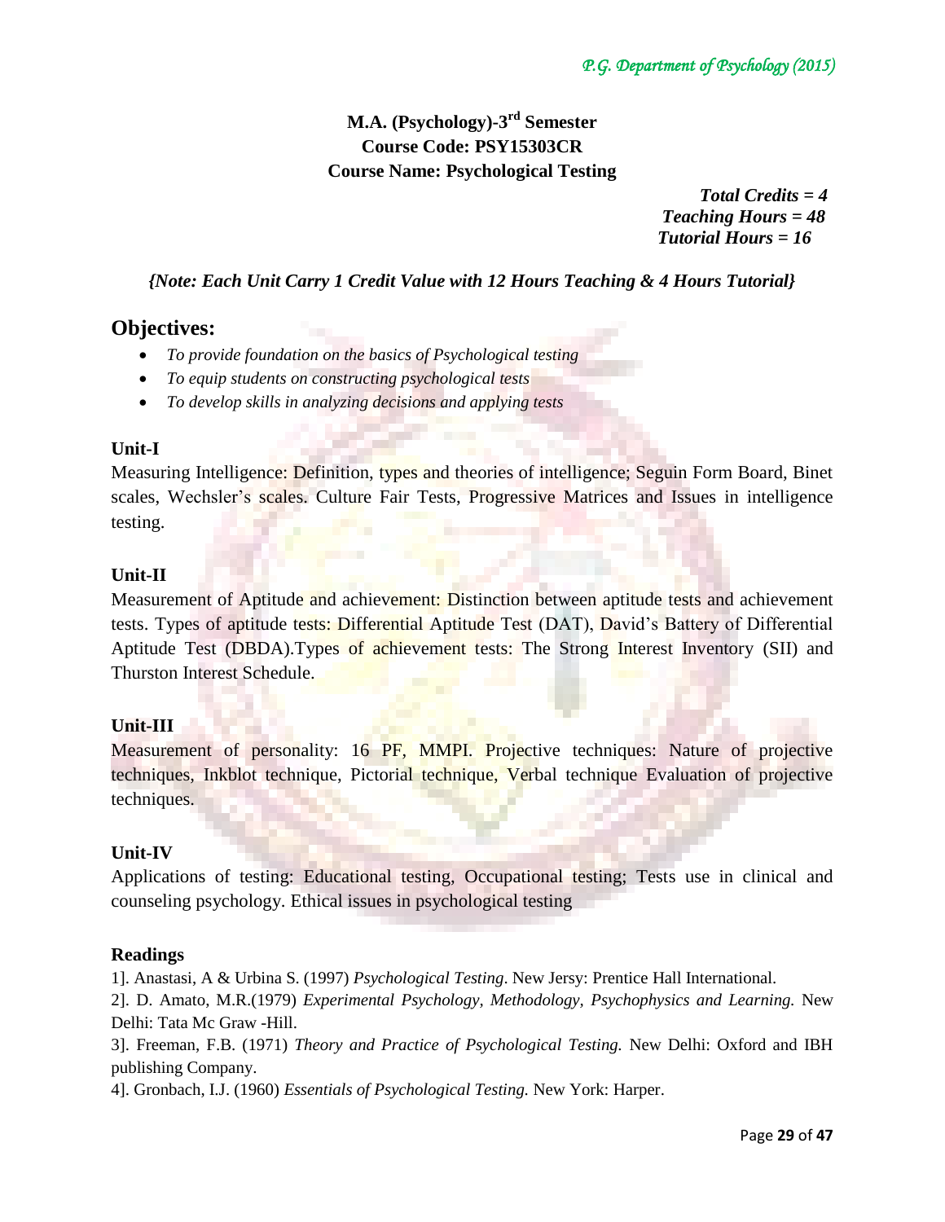**M.A. (Psychology)-3rd Semester**
**Course Code: PSY15303CR**
**Course Name: Psychological Testing**

*Total Credits = 4*
*Teaching Hours = 48*
*Tutorial Hours = 16*

*{Note: Each Unit Carry 1 Credit Value with 12 Hours Teaching & 4 Hours Tutorial}*

## Objectives:

- *To provide foundation on the basics of Psychological testing*
- *To equip students on constructing psychological tests*
- *To develop skills in analyzing decisions and applying tests*

### Unit-I

Measuring Intelligence: Definition, types and theories of intelligence; Seguin Form Board, Binet scales, Wechsler's scales. Culture Fair Tests, Progressive Matrices and Issues in intelligence testing.

### Unit-II

Measurement of Aptitude and achievement: Distinction between aptitude tests and achievement tests. Types of aptitude tests: Differential Aptitude Test (DAT), David's Battery of Differential Aptitude Test (DBDA).Types of achievement tests: The Strong Interest Inventory (SII) and Thurston Interest Schedule.

### Unit-III

Measurement of personality: 16 PF, MMPI. Projective techniques: Nature of projective techniques, Inkblot technique, Pictorial technique, Verbal technique Evaluation of projective techniques.

### Unit-IV

Applications of testing: Educational testing, Occupational testing; Tests use in clinical and counseling psychology. Ethical issues in psychological testing

### Readings

1]. Anastasi, A & Urbina S. (1997) *Psychological Testing*. New Jersy: Prentice Hall International.

2]. D. Amato, M.R.(1979) *Experimental Psychology, Methodology, Psychophysics and Learning.* New Delhi: Tata Mc Graw -Hill.

3]. Freeman, F.B. (1971) *Theory and Practice of Psychological Testing.* New Delhi: Oxford and IBH publishing Company.

4]. Gronbach, I.J. (1960) *Essentials of Psychological Testing.* New York: Harper.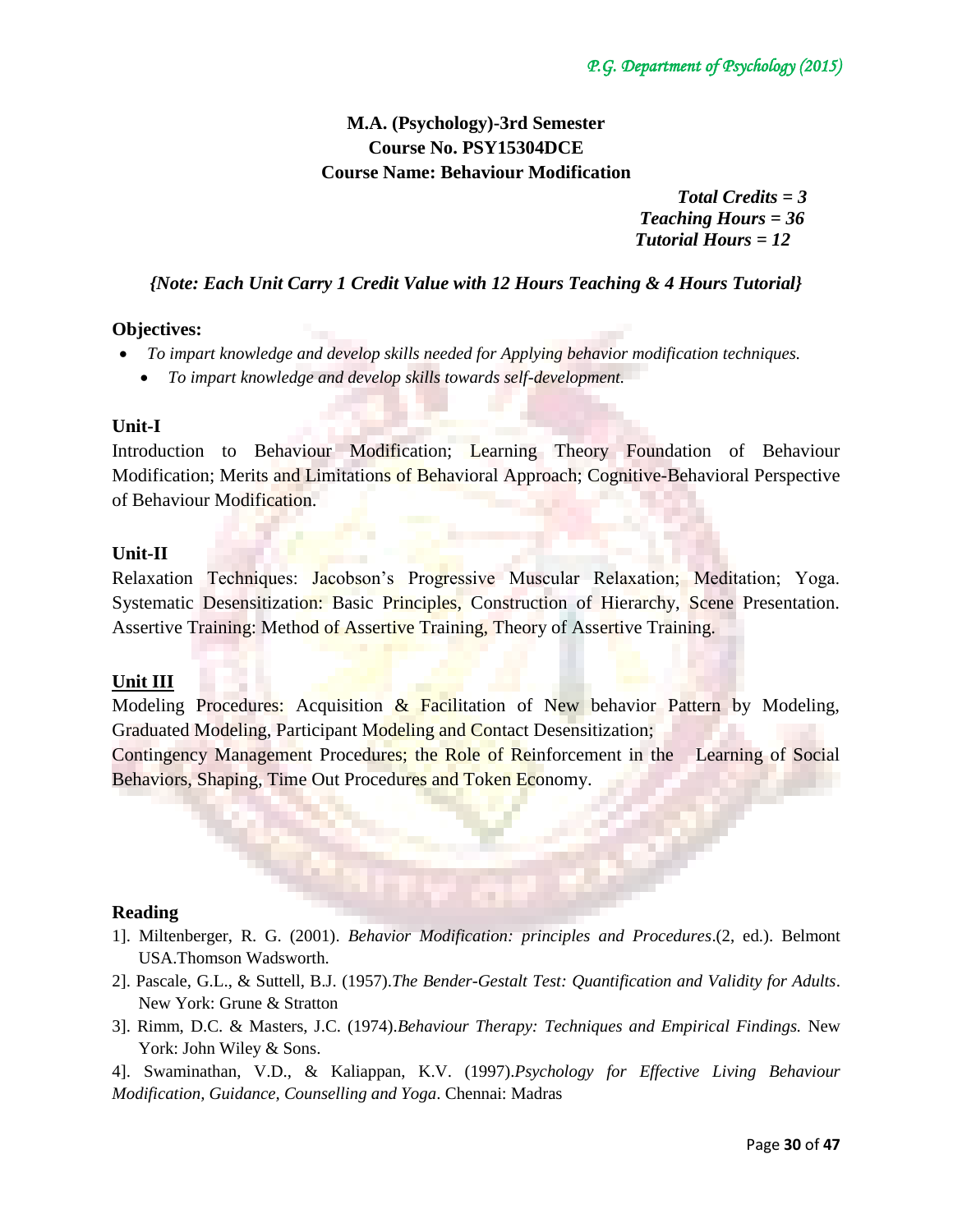## M.A. (Psychology)-3rd Semester
## Course No. PSY15304DCE
## Course Name: Behaviour Modification

***Total Credits = 3***
***Teaching Hours = 36***
***Tutorial Hours = 12***

***{Note: Each Unit Carry 1 Credit Value with 12 Hours Teaching & 4 Hours Tutorial}***

**Objectives:**

- *To impart knowledge and develop skills needed for Applying behavior modification techniques.*
- *To impart knowledge and develop skills towards self-development.*

**Unit-I**

Introduction to Behaviour Modification; Learning Theory Foundation of Behaviour Modification; Merits and Limitations of Behavioral Approach; Cognitive-Behavioral Perspective of Behaviour Modification.

**Unit-II**

Relaxation Techniques: Jacobson's Progressive Muscular Relaxation; Meditation; Yoga. Systematic Desensitization: Basic Principles, Construction of Hierarchy, Scene Presentation. Assertive Training: Method of Assertive Training, Theory of Assertive Training.

**Unit III**

Modeling Procedures: Acquisition & Facilitation of New behavior Pattern by Modeling, Graduated Modeling, Participant Modeling and Contact Desensitization;

Contingency Management Procedures; the Role of Reinforcement in the Learning of Social Behaviors, Shaping, Time Out Procedures and Token Economy.

**Reading**

1]. Miltenberger, R. G. (2001). *Behavior Modification: principles and Procedures*.(2, ed.). Belmont USA.Thomson Wadsworth.

2]. Pascale, G.L., & Suttell, B.J. (1957).*The Bender-Gestalt Test: Quantification and Validity for Adults*. New York: Grune & Stratton

3]. Rimm, D.C. & Masters, J.C. (1974).*Behaviour Therapy: Techniques and Empirical Findings.* New York: John Wiley & Sons.

4]. Swaminathan, V.D., & Kaliappan, K.V. (1997).*Psychology for Effective Living Behaviour Modification, Guidance, Counselling and Yoga*. Chennai: Madras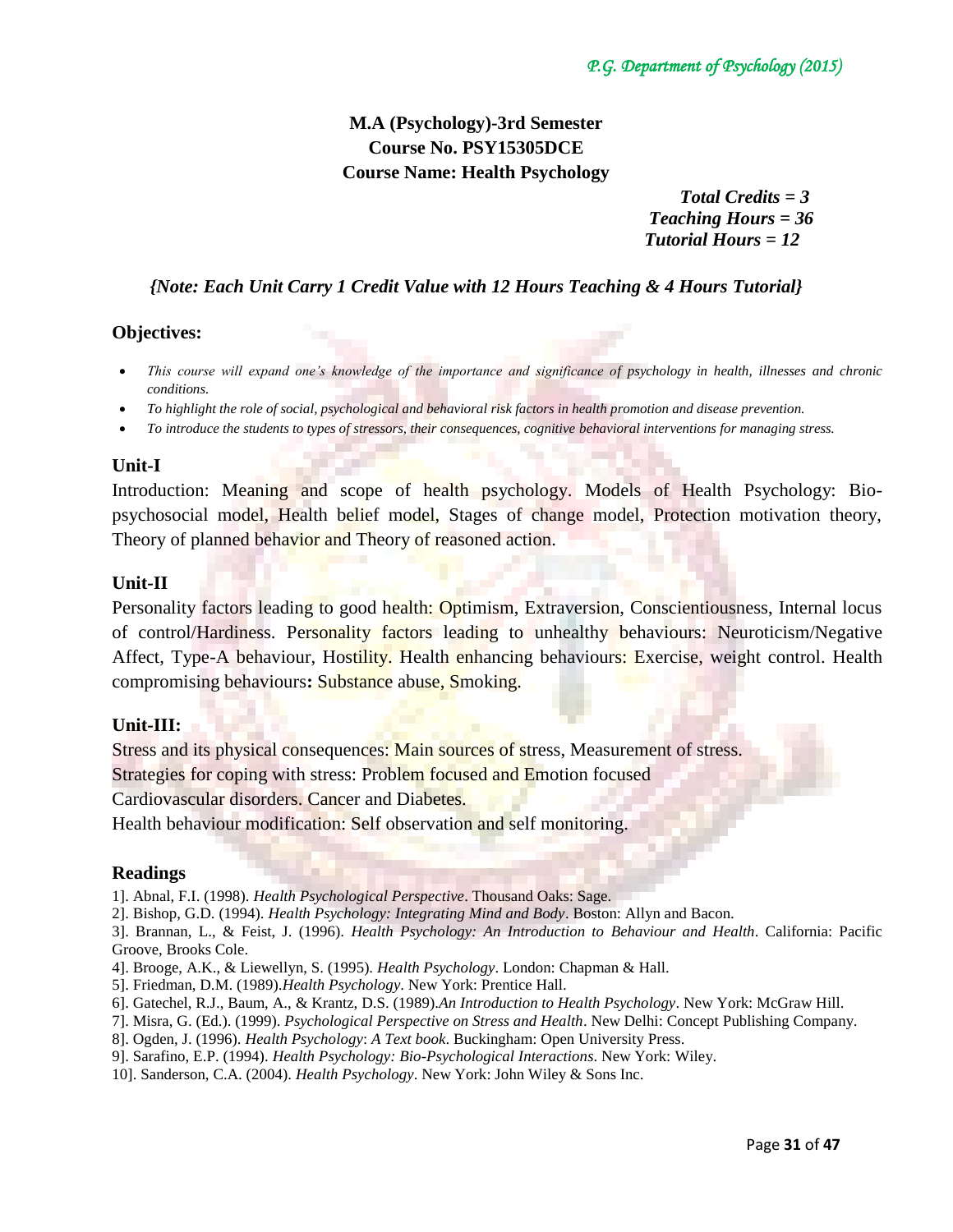**M.A (Psychology)-3rd Semester**
**Course No. PSY15305DCE**
**Course Name: Health Psychology**

***Total Credits = 3***
***Teaching Hours = 36***
***Tutorial Hours = 12***

***{Note: Each Unit Carry 1 Credit Value with 12 Hours Teaching & 4 Hours Tutorial}***

## Objectives:

- *This course will expand one's knowledge of the importance and significance of psychology in health, illnesses and chronic conditions.*
- *To highlight the role of social, psychological and behavioral risk factors in health promotion and disease prevention.*
- *To introduce the students to types of stressors, their consequences, cognitive behavioral interventions for managing stress.*

### Unit-I

Introduction: Meaning and scope of health psychology. Models of Health Psychology: Bio-psychosocial model, Health belief model, Stages of change model, Protection motivation theory, Theory of planned behavior and Theory of reasoned action.

### Unit-II

Personality factors leading to good health: Optimism, Extraversion, Conscientiousness, Internal locus of control/Hardiness. Personality factors leading to unhealthy behaviours: Neuroticism/Negative Affect, Type-A behaviour, Hostility. Health enhancing behaviours: Exercise, weight control. Health compromising behaviours**:** Substance abuse, Smoking.

### Unit-III:

Stress and its physical consequences: Main sources of stress, Measurement of stress.
Strategies for coping with stress: Problem focused and Emotion focused
Cardiovascular disorders. Cancer and Diabetes.
Health behaviour modification: Self observation and self monitoring.

## Readings

1]. Abnal, F.I. (1998). *Health Psychological Perspective*. Thousand Oaks: Sage.
2]. Bishop, G.D. (1994). *Health Psychology: Integrating Mind and Body*. Boston: Allyn and Bacon.
3]. Brannan, L., & Feist, J. (1996). *Health Psychology: An Introduction to Behaviour and Health*. California: Pacific Groove, Brooks Cole.
4]. Brooge, A.K., & Liewellyn, S. (1995). *Health Psychology*. London: Chapman & Hall.
5]. Friedman, D.M. (1989).*Health Psychology*. New York: Prentice Hall.
6]. Gatechel, R.J., Baum, A., & Krantz, D.S. (1989).*An Introduction to Health Psychology*. New York: McGraw Hill.
7]. Misra, G. (Ed.). (1999). *Psychological Perspective on Stress and Health*. New Delhi: Concept Publishing Company.
8]. Ogden, J. (1996). *Health Psychology*: *A Text book*. Buckingham: Open University Press.
9]. Sarafino, E.P. (1994). *Health Psychology: Bio-Psychological Interactions*. New York: Wiley.
10]. Sanderson, C.A. (2004). *Health Psychology*. New York: John Wiley & Sons Inc.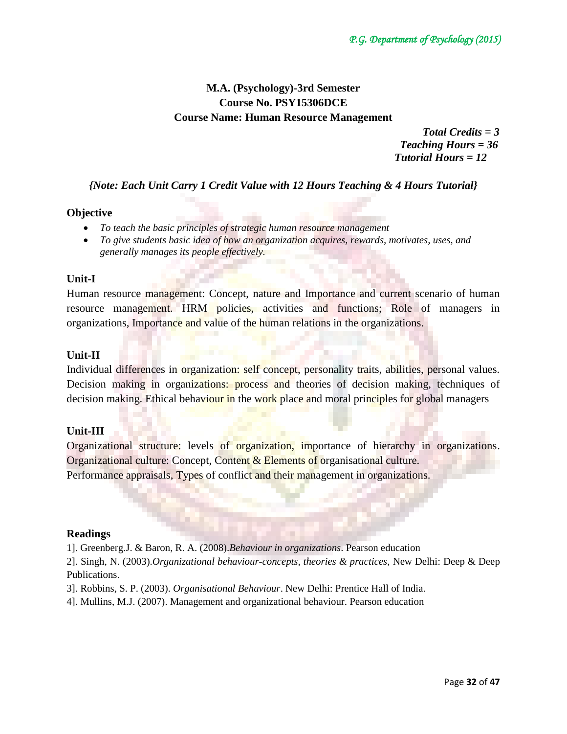**M.A. (Psychology)-3rd Semester**
**Course No. PSY15306DCE**
**Course Name: Human Resource Management**

***Total Credits = 3***
***Teaching Hours = 36***
***Tutorial Hours = 12***

***{Note: Each Unit Carry 1 Credit Value with 12 Hours Teaching & 4 Hours Tutorial}***

## Objective

- *To teach the basic principles of strategic human resource management*
- *To give students basic idea of how an organization acquires, rewards, motivates, uses, and generally manages its people effectively.*

## Unit-I

Human resource management: Concept, nature and Importance and current scenario of human resource management. HRM policies, activities and functions; Role of managers in organizations, Importance and value of the human relations in the organizations.

## Unit-II

Individual differences in organization: self concept, personality traits, abilities, personal values. Decision making in organizations: process and theories of decision making, techniques of decision making. Ethical behaviour in the work place and moral principles for global managers

## Unit-III

Organizational structure: levels of organization, importance of hierarchy in organizations. Organizational culture: Concept, Content & Elements of organisational culture.
Performance appraisals, Types of conflict and their management in organizations.

## Readings

1]. Greenberg.J. & Baron, R. A. (2008).*Behaviour in organizations*. Pearson education

2]. Singh, N. (2003).*Organizational behaviour-concepts, theories & practices,* New Delhi: Deep & Deep Publications.

3]. Robbins, S. P. (2003). *Organisational Behaviour*. New Delhi: Prentice Hall of India.

4]. Mullins, M.J. (2007). Management and organizational behaviour. Pearson education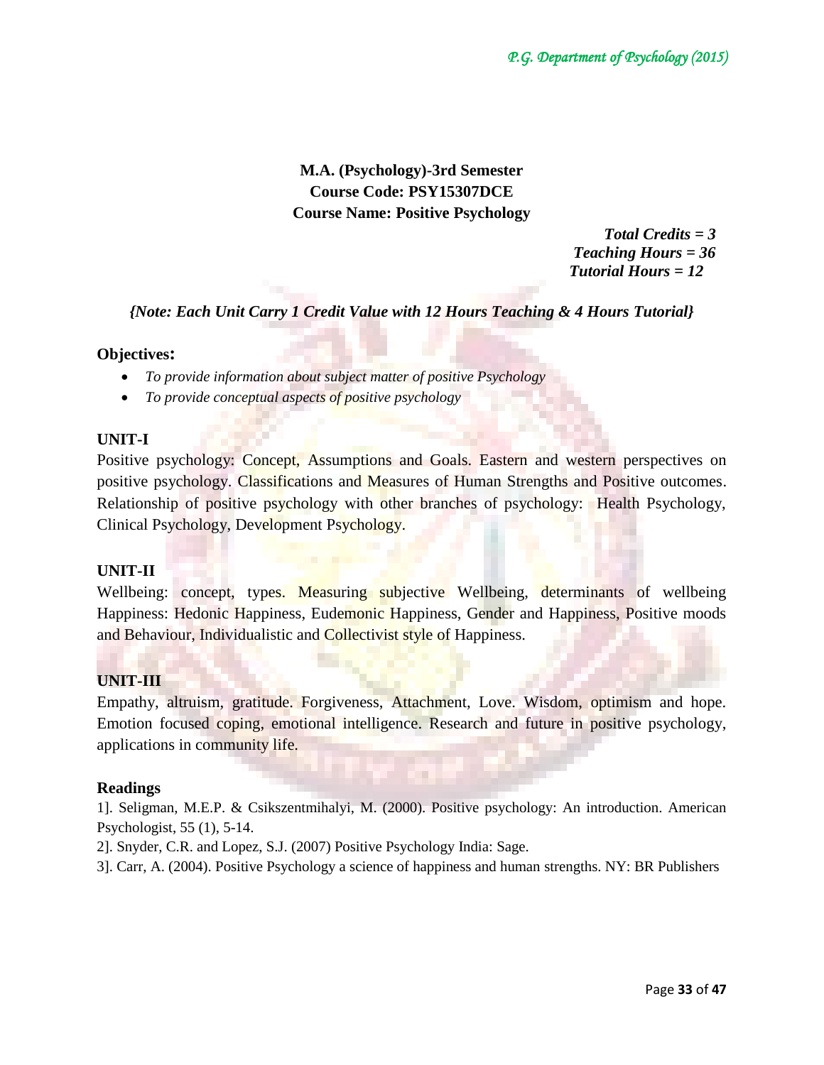**M.A. (Psychology)-3rd Semester**
**Course Code: PSY15307DCE**
**Course Name: Positive Psychology**

***Total Credits = 3***
***Teaching Hours = 36***
***Tutorial Hours = 12***

***{Note: Each Unit Carry 1 Credit Value with 12 Hours Teaching & 4 Hours Tutorial}***

**Objectives:**

- *To provide information about subject matter of positive Psychology*
- *To provide conceptual aspects of positive psychology*

**UNIT-I**

Positive psychology: Concept, Assumptions and Goals. Eastern and western perspectives on positive psychology. Classifications and Measures of Human Strengths and Positive outcomes. Relationship of positive psychology with other branches of psychology: Health Psychology, Clinical Psychology, Development Psychology.

**UNIT-II**

Wellbeing: concept, types. Measuring subjective Wellbeing, determinants of wellbeing Happiness: Hedonic Happiness, Eudemonic Happiness, Gender and Happiness, Positive moods and Behaviour, Individualistic and Collectivist style of Happiness.

**UNIT-III**

Empathy, altruism, gratitude. Forgiveness, Attachment, Love. Wisdom, optimism and hope. Emotion focused coping, emotional intelligence. Research and future in positive psychology, applications in community life.

**Readings**

1]. Seligman, M.E.P. & Csikszentmihalyi, M. (2000). Positive psychology: An introduction. American Psychologist, 55 (1), 5-14.

2]. Snyder, C.R. and Lopez, S.J. (2007) Positive Psychology India: Sage.

3]. Carr, A. (2004). Positive Psychology a science of happiness and human strengths. NY: BR Publishers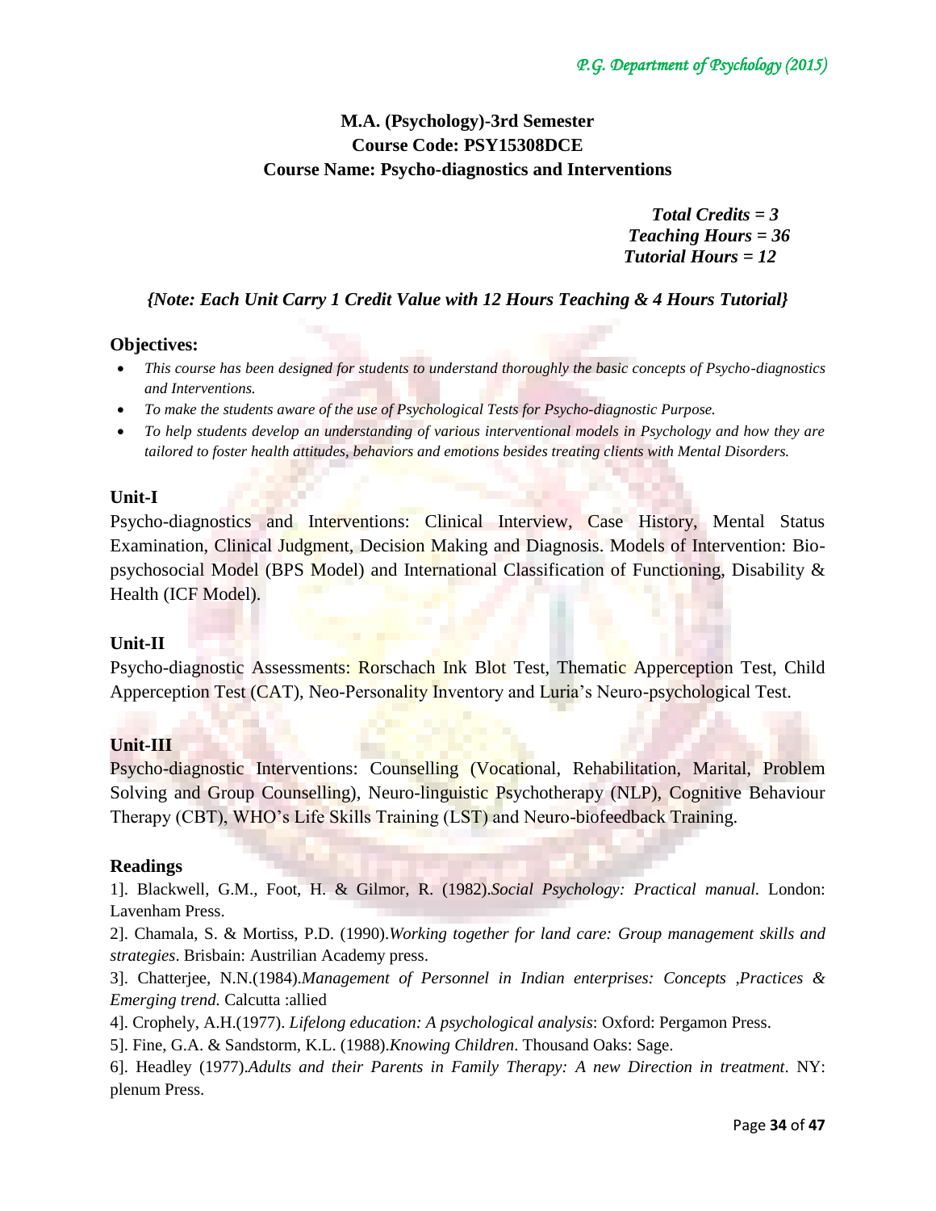## M.A. (Psychology)-3rd Semester
## Course Code: PSY15308DCE
## Course Name: Psycho-diagnostics and Interventions

***Total Credits = 3***
***Teaching Hours = 36***
***Tutorial Hours = 12***

***{Note: Each Unit Carry 1 Credit Value with 12 Hours Teaching & 4 Hours Tutorial}***

### Objectives:

- *This course has been designed for students to understand thoroughly the basic concepts of Psycho-diagnostics and Interventions.*
- *To make the students aware of the use of Psychological Tests for Psycho-diagnostic Purpose.*
- *To help students develop an understanding of various interventional models in Psychology and how they are tailored to foster health attitudes, behaviors and emotions besides treating clients with Mental Disorders.*

### Unit-I

Psycho-diagnostics and Interventions: Clinical Interview, Case History, Mental Status Examination, Clinical Judgment, Decision Making and Diagnosis. Models of Intervention: Bio-psychosocial Model (BPS Model) and International Classification of Functioning, Disability & Health (ICF Model).

### Unit-II

Psycho-diagnostic Assessments: Rorschach Ink Blot Test, Thematic Apperception Test, Child Apperception Test (CAT), Neo-Personality Inventory and Luria's Neuro-psychological Test.

### Unit-III

Psycho-diagnostic Interventions: Counselling (Vocational, Rehabilitation, Marital, Problem Solving and Group Counselling), Neuro-linguistic Psychotherapy (NLP), Cognitive Behaviour Therapy (CBT), WHO's Life Skills Training (LST) and Neuro-biofeedback Training.

### Readings

1]. Blackwell, G.M., Foot, H. & Gilmor, R. (1982).*Social Psychology: Practical manual.* London: Lavenham Press.

2]. Chamala, S. & Mortiss, P.D. (1990).*Working together for land care: Group management skills and strategies*. Brisbain: Austrilian Academy press.

3]. Chatterjee, N.N.(1984).*Management of Personnel in Indian enterprises: Concepts ,Practices & Emerging trend.* Calcutta :allied

4]. Crophely, A.H.(1977). *Lifelong education: A psychological analysis*: Oxford: Pergamon Press.

5]. Fine, G.A. & Sandstorm, K.L. (1988).*Knowing Children*. Thousand Oaks: Sage.

6]. Headley (1977).*Adults and their Parents in Family Therapy: A new Direction in treatment*. NY: plenum Press.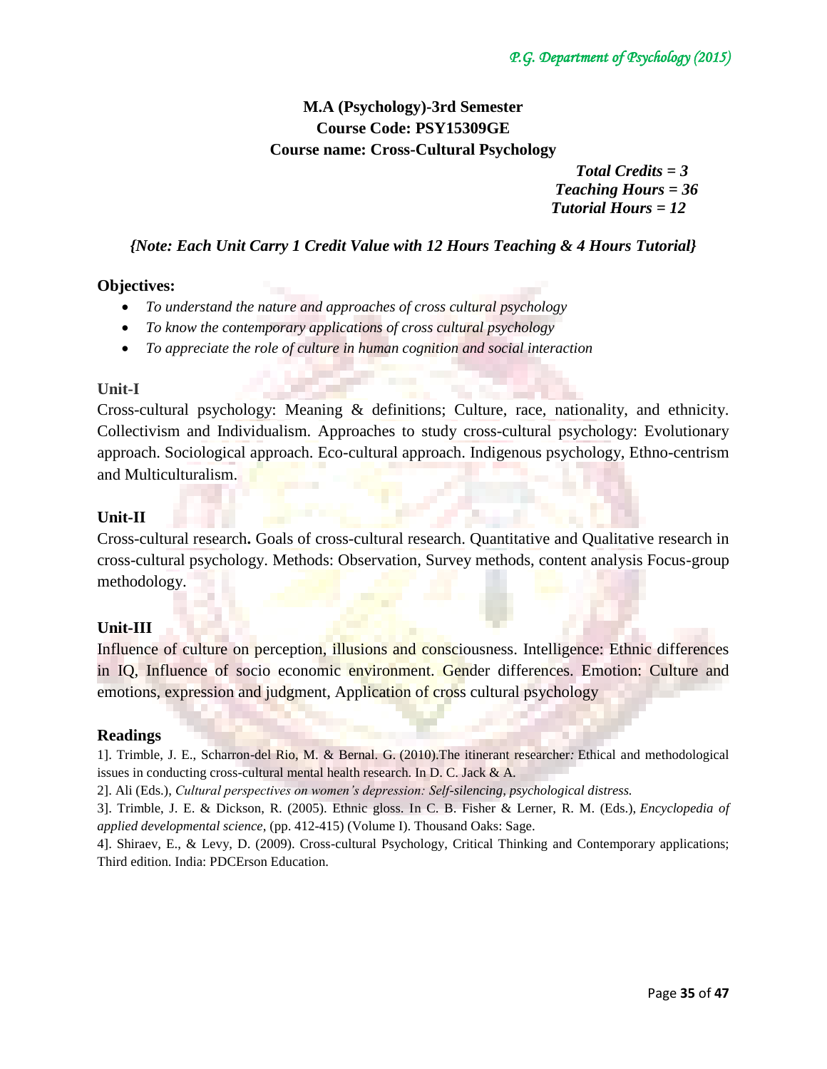**M.A (Psychology)-3rd Semester**
**Course Code: PSY15309GE**
**Course name: Cross-Cultural Psychology**

***Total Credits = 3***
***Teaching Hours = 36***
***Tutorial Hours = 12***

***{Note: Each Unit Carry 1 Credit Value with 12 Hours Teaching & 4 Hours Tutorial}***

**Objectives:**

- *To understand the nature and approaches of cross cultural psychology*
- *To know the contemporary applications of cross cultural psychology*
- *To appreciate the role of culture in human cognition and social interaction*

**Unit-I**

Cross-cultural psychology: Meaning & definitions; Culture, race, nationality, and ethnicity. Collectivism and Individualism. Approaches to study cross-cultural psychology: Evolutionary approach. Sociological approach. Eco-cultural approach. Indigenous psychology, Ethno-centrism and Multiculturalism.

**Unit-II**

Cross-cultural research**.** Goals of cross-cultural research. Quantitative and Qualitative research in cross-cultural psychology. Methods: Observation, Survey methods, content analysis Focus-group methodology.

**Unit-III**

Influence of culture on perception, illusions and consciousness. Intelligence: Ethnic differences in IQ, Influence of socio economic environment. Gender differences. Emotion: Culture and emotions, expression and judgment, Application of cross cultural psychology

**Readings**

1]. Trimble, J. E., Scharron-del Rio, M. & Bernal. G. (2010).The itinerant researcher*:* Ethical and methodological issues in conducting cross-cultural mental health research. In D. C. Jack & A.

2]. Ali (Eds.), *Cultural perspectives on women's depression: Self-silencing, psychological distress.*

3]. Trimble, J. E. & Dickson, R. (2005). Ethnic gloss. In C. B. Fisher & Lerner, R. M. (Eds.), *Encyclopedia of applied developmental science,* (pp. 412-415) (Volume I). Thousand Oaks: Sage.

4]. Shiraev, E., & Levy, D. (2009). Cross-cultural Psychology, Critical Thinking and Contemporary applications; Third edition. India: PDCErson Education.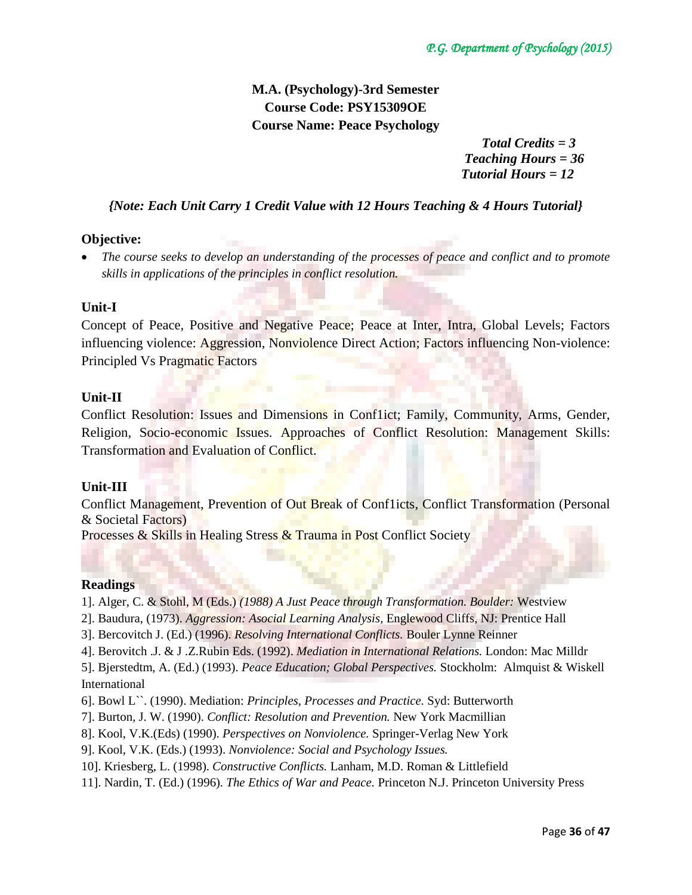**M.A. (Psychology)-3rd Semester**
**Course Code: PSY15309OE**
**Course Name: Peace Psychology**

***Total Credits = 3***
***Teaching Hours = 36***
***Tutorial Hours = 12***

***{Note: Each Unit Carry 1 Credit Value with 12 Hours Teaching & 4 Hours Tutorial}***

### Objective:

- *The course seeks to develop an understanding of the processes of peace and conflict and to promote skills in applications of the principles in conflict resolution.*

### Unit-I

Concept of Peace, Positive and Negative Peace; Peace at Inter, Intra, Global Levels; Factors influencing violence: Aggression, Nonviolence Direct Action; Factors influencing Non-violence: Principled Vs Pragmatic Factors

### Unit-II

Conflict Resolution: Issues and Dimensions in Conf1ict; Family, Community, Arms, Gender, Religion, Socio-economic Issues. Approaches of Conflict Resolution: Management Skills: Transformation and Evaluation of Conflict.

### Unit-III

Conflict Management, Prevention of Out Break of Conf1icts, Conflict Transformation (Personal & Societal Factors)

Processes & Skills in Healing Stress & Trauma in Post Conflict Society

### Readings

1]. Alger, C. & Stohl, M (Eds.) *(1988) A Just Peace through Transformation. Boulder:* Westview

2]. Baudura, (1973). *Aggression: Asocial Learning Analysis,* Englewood Cliffs, NJ: Prentice Hall

3]. Bercovitch J. (Ed.) (1996). *Resolving International Conflicts.* Bouler Lynne Reinner

4]. Berovitch .J. & J .Z.Rubin Eds. (1992). *Mediation in International Relations.* London: Mac Milldr

5]. Bjerstedtm, A. (Ed.) (1993). *Peace Education; Global Perspectives.* Stockholm: Almquist & Wiskell International

6]. Bowl L``. (1990). Mediation: *Principles, Processes and Practice*. Syd: Butterworth

7]. Burton, J. W. (1990). *Conflict: Resolution and Prevention.* New York Macmillian

8]. Kool, V.K.(Eds) (1990). *Perspectives on Nonviolence.* Springer-Verlag New York

9]. Kool, V.K. (Eds.) (1993). *Nonviolence: Social and Psychology Issues.*

10]. Kriesberg, L. (1998). *Constructive Conflicts.* Lanham, M.D. Roman & Littlefield

11]. Nardin, T. (Ed.) (1996). *The Ethics of War and Peace*. Princeton N.J. Princeton University Press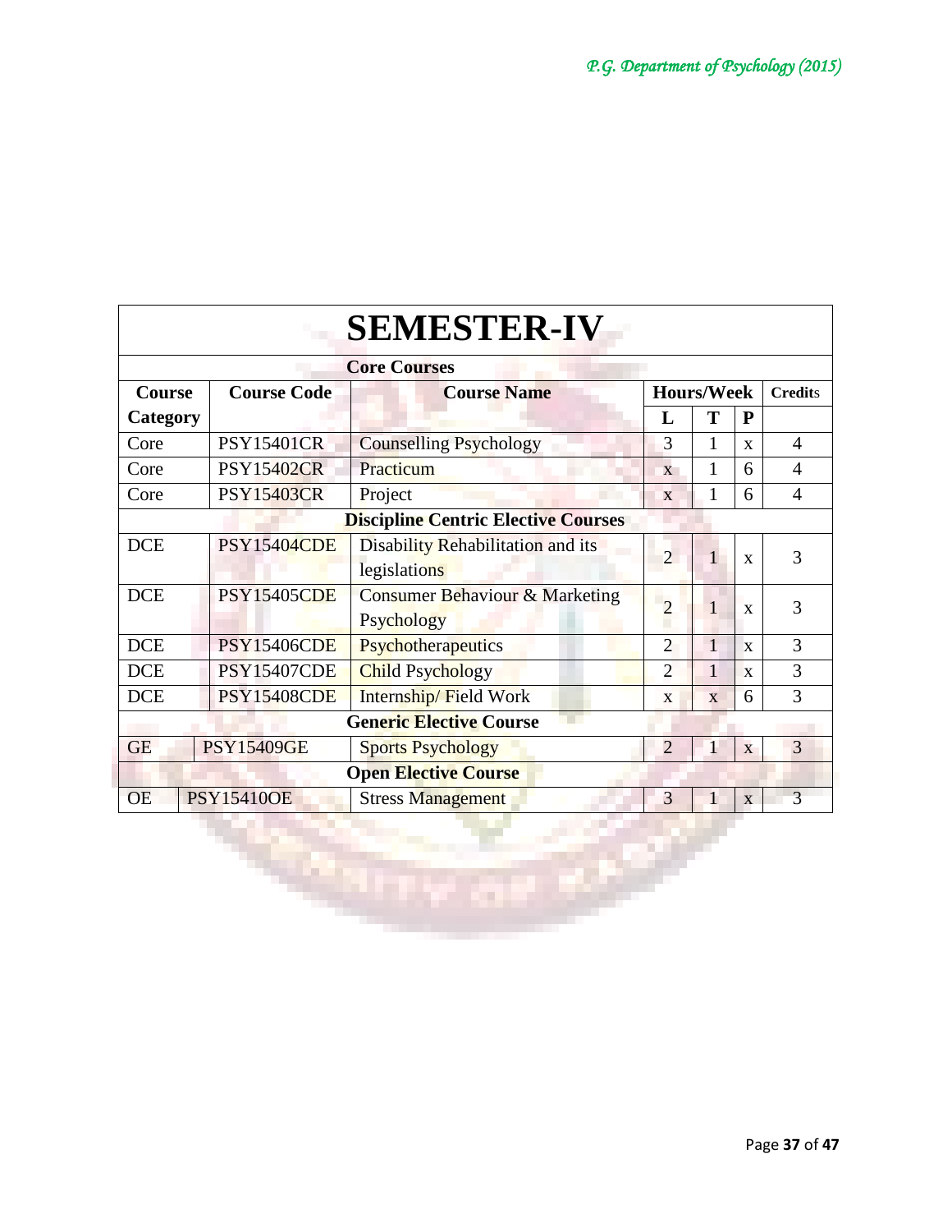# SEMESTER-IV

| Course Category | Course Code | Course Name | Hours/Week | | | Credits |
|---|---|---|---|---|---|---|
| | | | L | T | P | |
| **Core Courses** | | | | | | |
| Core | PSY15401CR | Counselling Psychology | 3 | 1 | x | 4 |
| Core | PSY15402CR | Practicum | x | 1 | 6 | 4 |
| Core | PSY15403CR | Project | x | 1 | 6 | 4 |
| **Discipline Centric Elective Courses** | | | | | | |
| DCE | PSY15404CDE | Disability Rehabilitation and its legislations | 2 | 1 | x | 3 |
| DCE | PSY15405CDE | Consumer Behaviour & Marketing Psychology | 2 | 1 | x | 3 |
| DCE | PSY15406CDE | Psychotherapeutics | 2 | 1 | x | 3 |
| DCE | PSY15407CDE | Child Psychology | 2 | 1 | x | 3 |
| DCE | PSY15408CDE | Internship/ Field Work | x | x | 6 | 3 |
| **Generic Elective Course** | | | | | | |
| GE | PSY15409GE | Sports Psychology | 2 | 1 | x | 3 |
| **Open Elective Course** | | | | | | |
| OE | PSY15410OE | Stress Management | 3 | 1 | x | 3 |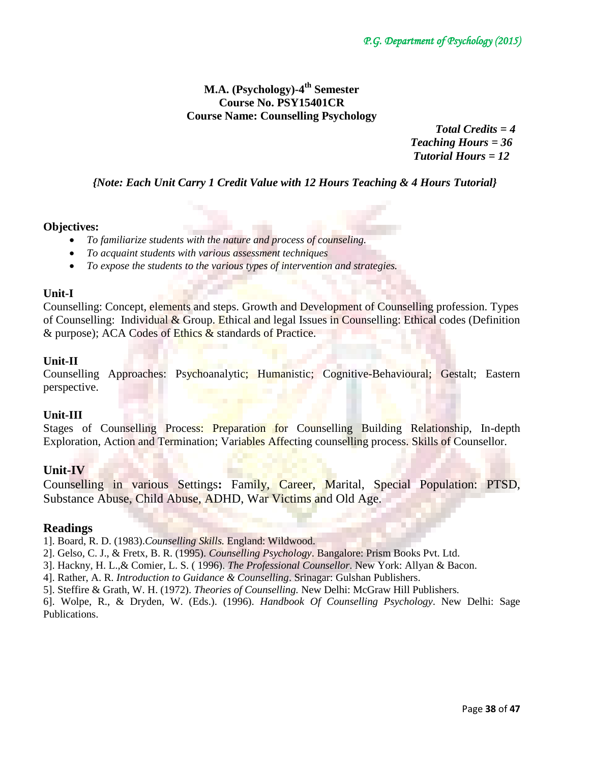**M.A. (Psychology)-4th Semester**
**Course No. PSY15401CR**
**Course Name: Counselling Psychology**

***Total Credits = 4***
***Teaching Hours = 36***
***Tutorial Hours = 12***

***{Note: Each Unit Carry 1 Credit Value with 12 Hours Teaching & 4 Hours Tutorial}***

**Objectives:**

- *To familiarize students with the nature and process of counseling.*
- *To acquaint students with various assessment techniques*
- *To expose the students to the various types of intervention and strategies.*

**Unit-I**

Counselling: Concept, elements and steps. Growth and Development of Counselling profession. Types of Counselling: Individual & Group. Ethical and legal Issues in Counselling: Ethical codes (Definition & purpose); ACA Codes of Ethics & standards of Practice.

**Unit-II**

Counselling Approaches: Psychoanalytic; Humanistic; Cognitive-Behavioural; Gestalt; Eastern perspective.

**Unit-III**

Stages of Counselling Process: Preparation for Counselling Building Relationship, In-depth Exploration, Action and Termination; Variables Affecting counselling process. Skills of Counsellor.

**Unit-IV**

Counselling in various Settings**:** Family, Career, Marital, Special Population: PTSD, Substance Abuse, Child Abuse, ADHD, War Victims and Old Age.

**Readings**

1]. Board, R. D. (1983).*Counselling Skills.* England: Wildwood.
2]. Gelso, C. J., & Fretx, B. R. (1995). *Counselling Psychology*. Bangalore: Prism Books Pvt. Ltd.
3]. Hackny, H. L.,& Comier, L. S. ( 1996). *The Professional Counsellor*. New York: Allyan & Bacon.
4]. Rather, A. R. *Introduction to Guidance & Counselling*. Srinagar: Gulshan Publishers.
5]. Steffire & Grath, W. H. (1972). *Theories of Counselling.* New Delhi: McGraw Hill Publishers.
6]. Wolpe, R., & Dryden, W. (Eds.). (1996). *Handbook Of Counselling Psychology*. New Delhi: Sage Publications.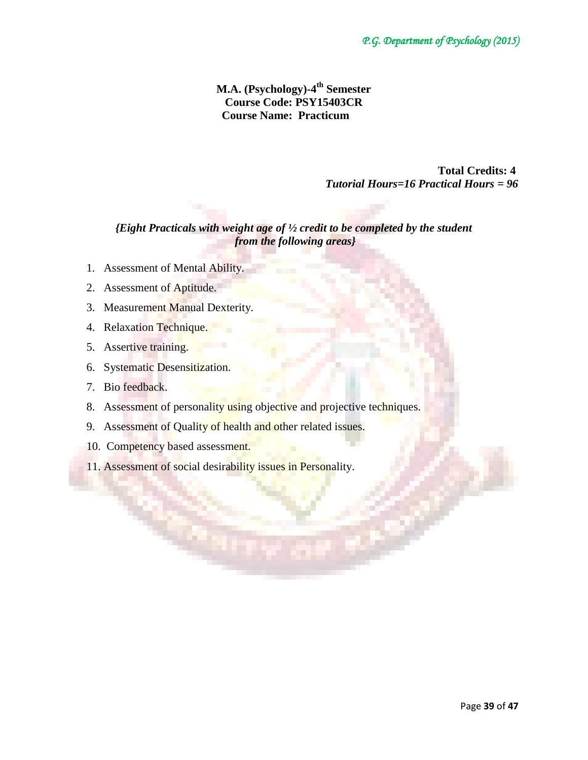**M.A. (Psychology)-4th Semester**
**Course Code: PSY15403CR**
**Course Name: Practicum**

**Total Credits: 4**
***Tutorial Hours=16 Practical Hours = 96***

***{Eight Practicals with weight age of ½ credit to be completed by the student from the following areas}***

1. Assessment of Mental Ability.
2. Assessment of Aptitude.
3. Measurement Manual Dexterity.
4. Relaxation Technique.
5. Assertive training.
6. Systematic Desensitization.
7. Bio feedback.
8. Assessment of personality using objective and projective techniques.
9. Assessment of Quality of health and other related issues.
10. Competency based assessment.
11. Assessment of social desirability issues in Personality.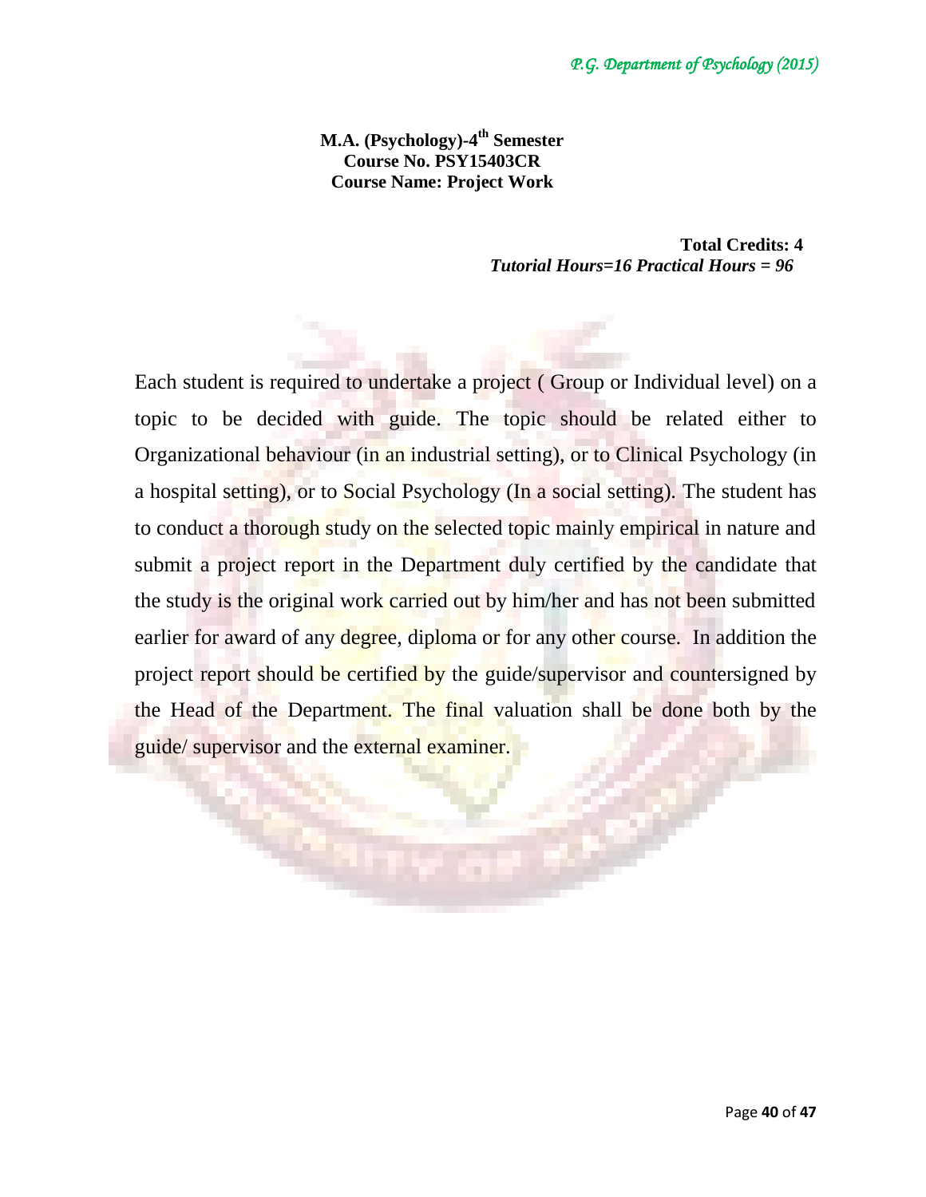**M.A. (Psychology)-4th Semester**
**Course No. PSY15403CR**
**Course Name: Project Work**

**Total Credits: 4**
***Tutorial Hours=16 Practical Hours = 96***

Each student is required to undertake a project ( Group or Individual level) on a topic to be decided with guide. The topic should be related either to Organizational behaviour (in an industrial setting), or to Clinical Psychology (in a hospital setting), or to Social Psychology (In a social setting). The student has to conduct a thorough study on the selected topic mainly empirical in nature and submit a project report in the Department duly certified by the candidate that the study is the original work carried out by him/her and has not been submitted earlier for award of any degree, diploma or for any other course. In addition the project report should be certified by the guide/supervisor and countersigned by the Head of the Department. The final valuation shall be done both by the guide/ supervisor and the external examiner.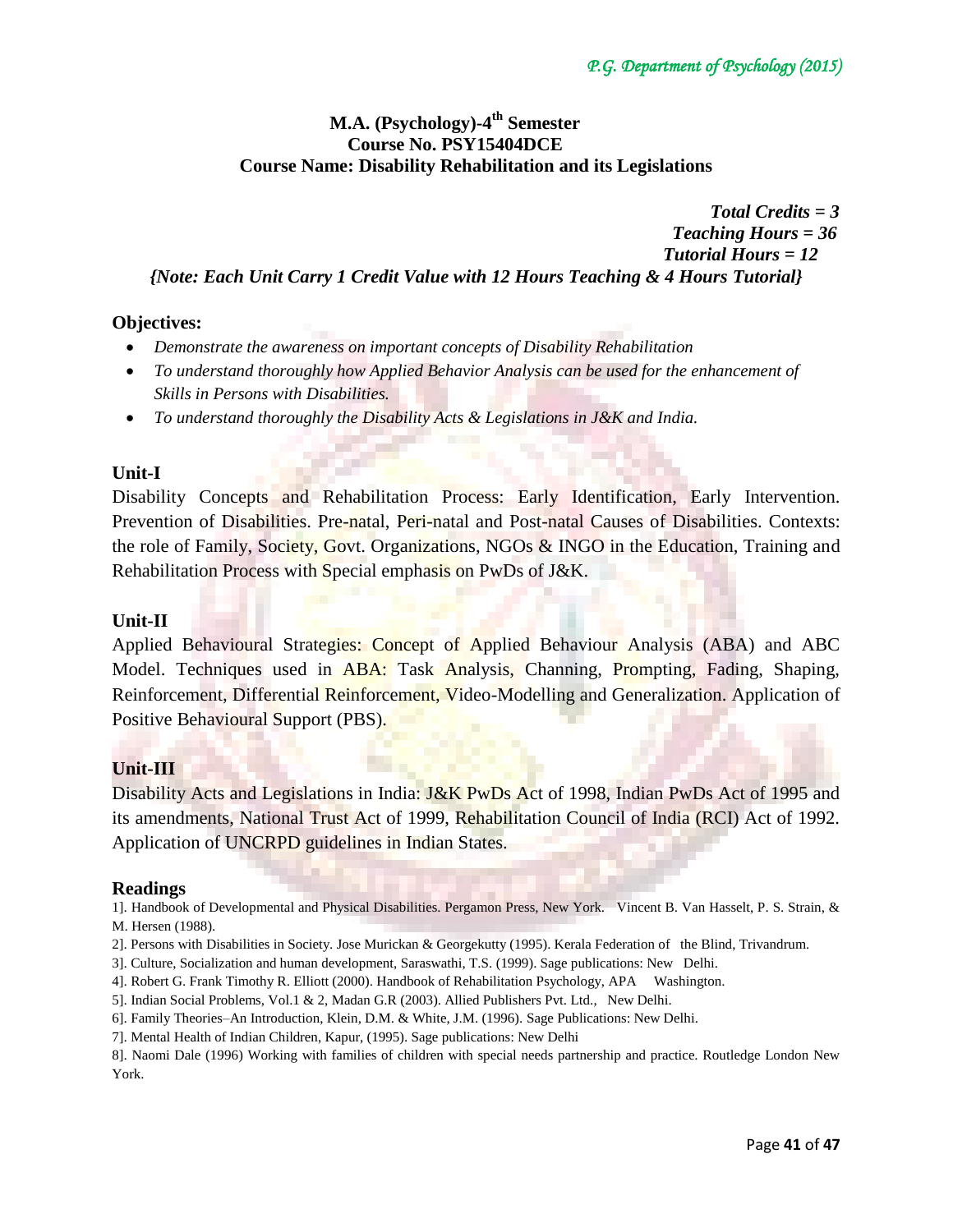## M.A. (Psychology)-4th Semester
## Course No. PSY15404DCE
## Course Name: Disability Rehabilitation and its Legislations

***Total Credits = 3***
***Teaching Hours = 36***
***Tutorial Hours = 12***

***{Note: Each Unit Carry 1 Credit Value with 12 Hours Teaching & 4 Hours Tutorial}***

### Objectives:

- *Demonstrate the awareness on important concepts of Disability Rehabilitation*
- *To understand thoroughly how Applied Behavior Analysis can be used for the enhancement of Skills in Persons with Disabilities.*
- *To understand thoroughly the Disability Acts & Legislations in J&K and India.*

### Unit-I

Disability Concepts and Rehabilitation Process: Early Identification, Early Intervention. Prevention of Disabilities. Pre-natal, Peri-natal and Post-natal Causes of Disabilities. Contexts: the role of Family, Society, Govt. Organizations, NGOs & INGO in the Education, Training and Rehabilitation Process with Special emphasis on PwDs of J&K.

### Unit-II

Applied Behavioural Strategies: Concept of Applied Behaviour Analysis (ABA) and ABC Model. Techniques used in ABA: Task Analysis, Channing, Prompting, Fading, Shaping, Reinforcement, Differential Reinforcement, Video-Modelling and Generalization. Application of Positive Behavioural Support (PBS).

### Unit-III

Disability Acts and Legislations in India: J&K PwDs Act of 1998, Indian PwDs Act of 1995 and its amendments, National Trust Act of 1999, Rehabilitation Council of India (RCI) Act of 1992. Application of UNCRPD guidelines in Indian States.

### Readings

1]. Handbook of Developmental and Physical Disabilities. Pergamon Press, New York. Vincent B. Van Hasselt, P. S. Strain, & M. Hersen (1988).

2]. Persons with Disabilities in Society. Jose Murickan & Georgekutty (1995). Kerala Federation of the Blind, Trivandrum.

3]. Culture, Socialization and human development, Saraswathi, T.S. (1999). Sage publications: New Delhi.

4]. Robert G. Frank Timothy R. Elliott (2000). Handbook of Rehabilitation Psychology, APA Washington.

5]. Indian Social Problems, Vol.1 & 2, Madan G.R (2003). Allied Publishers Pvt. Ltd., New Delhi.

6]. Family Theories–An Introduction, Klein, D.M. & White, J.M. (1996). Sage Publications: New Delhi.

7]. Mental Health of Indian Children, Kapur, (1995). Sage publications: New Delhi

8]. Naomi Dale (1996) Working with families of children with special needs partnership and practice. Routledge London New York.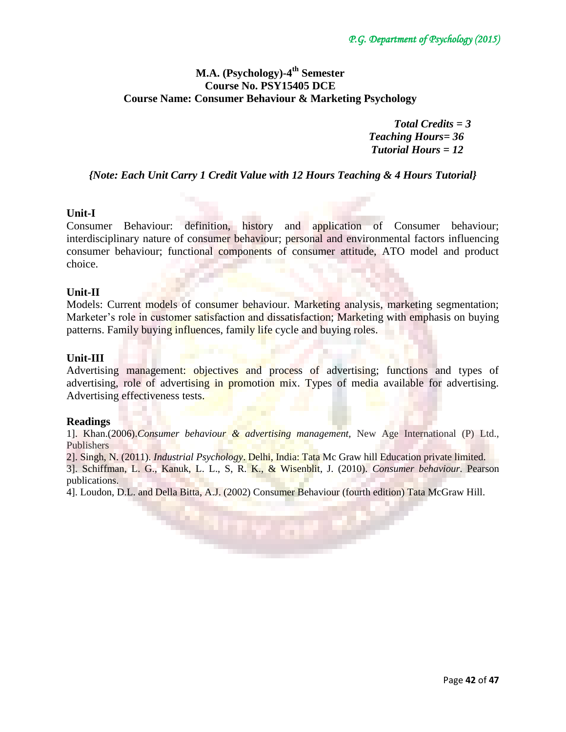## M.A. (Psychology)-4th Semester
## Course No. PSY15405 DCE
## Course Name: Consumer Behaviour & Marketing Psychology

***Total Credits = 3***
***Teaching Hours= 36***
***Tutorial Hours = 12***

***{Note: Each Unit Carry 1 Credit Value with 12 Hours Teaching & 4 Hours Tutorial}***

**Unit-I**

Consumer Behaviour: definition, history and application of Consumer behaviour; interdisciplinary nature of consumer behaviour; personal and environmental factors influencing consumer behaviour; functional components of consumer attitude, ATO model and product choice.

**Unit-II**

Models: Current models of consumer behaviour. Marketing analysis, marketing segmentation; Marketer's role in customer satisfaction and dissatisfaction; Marketing with emphasis on buying patterns. Family buying influences, family life cycle and buying roles.

**Unit-III**

Advertising management: objectives and process of advertising; functions and types of advertising, role of advertising in promotion mix. Types of media available for advertising. Advertising effectiveness tests.

**Readings**

1]. Khan.(2006).*Consumer behaviour & advertising management*, New Age International (P) Ltd., Publishers

2]. Singh, N. (2011). *Industrial Psychology*. Delhi, India: Tata Mc Graw hill Education private limited.

3]. Schiffman, L. G., Kanuk, L. L., S, R. K., & Wisenblit, J. (2010). *Consumer behaviour*. Pearson publications.

4]. Loudon, D.L. and Della Bitta, A.J. (2002) Consumer Behaviour (fourth edition) Tata McGraw Hill.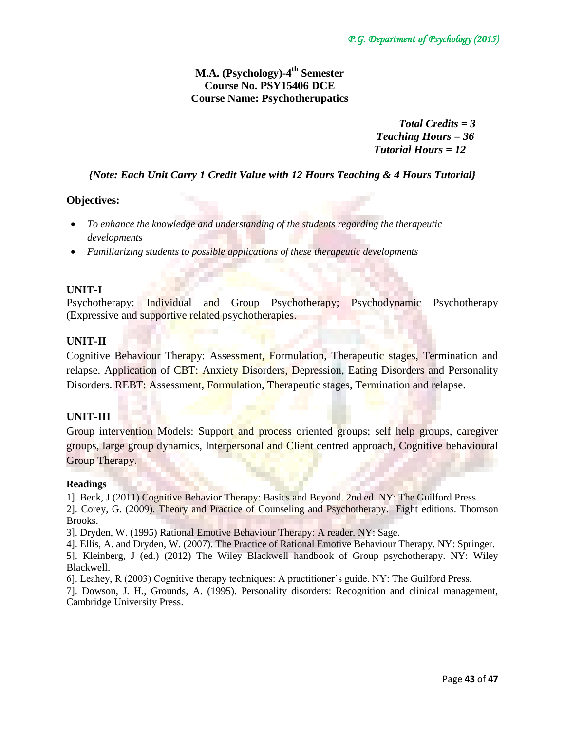**M.A. (Psychology)-4th Semester**
**Course No. PSY15406 DCE**
**Course Name: Psychotherupatics**

***Total Credits = 3***
***Teaching Hours = 36***
***Tutorial Hours = 12***

***{Note: Each Unit Carry 1 Credit Value with 12 Hours Teaching & 4 Hours Tutorial}***

**Objectives:**

- *To enhance the knowledge and understanding of the students regarding the therapeutic developments*
- *Familiarizing students to possible applications of these therapeutic developments*

**UNIT-I**

Psychotherapy: Individual and Group Psychotherapy; Psychodynamic Psychotherapy (Expressive and supportive related psychotherapies.

**UNIT-II**

Cognitive Behaviour Therapy: Assessment, Formulation, Therapeutic stages, Termination and relapse. Application of CBT: Anxiety Disorders, Depression, Eating Disorders and Personality Disorders. REBT: Assessment, Formulation, Therapeutic stages, Termination and relapse.

**UNIT-III**

Group intervention Models: Support and process oriented groups; self help groups, caregiver groups, large group dynamics, Interpersonal and Client centred approach, Cognitive behavioural Group Therapy.

**Readings**

1]. Beck, J (2011) Cognitive Behavior Therapy: Basics and Beyond. 2nd ed. NY: The Guilford Press.

2]. Corey, G. (2009). Theory and Practice of Counseling and Psychotherapy. Eight editions. Thomson Brooks.

3]. Dryden, W. (1995) Rational Emotive Behaviour Therapy: A reader. NY: Sage.

4]. Ellis, A. and Dryden, W. (2007). The Practice of Rational Emotive Behaviour Therapy. NY: Springer.

5]. Kleinberg, J (ed.) (2012) The Wiley Blackwell handbook of Group psychotherapy. NY: Wiley Blackwell.

6]. Leahey, R (2003) Cognitive therapy techniques: A practitioner's guide. NY: The Guilford Press.

7]. Dowson, J. H., Grounds, A. (1995). Personality disorders: Recognition and clinical management, Cambridge University Press.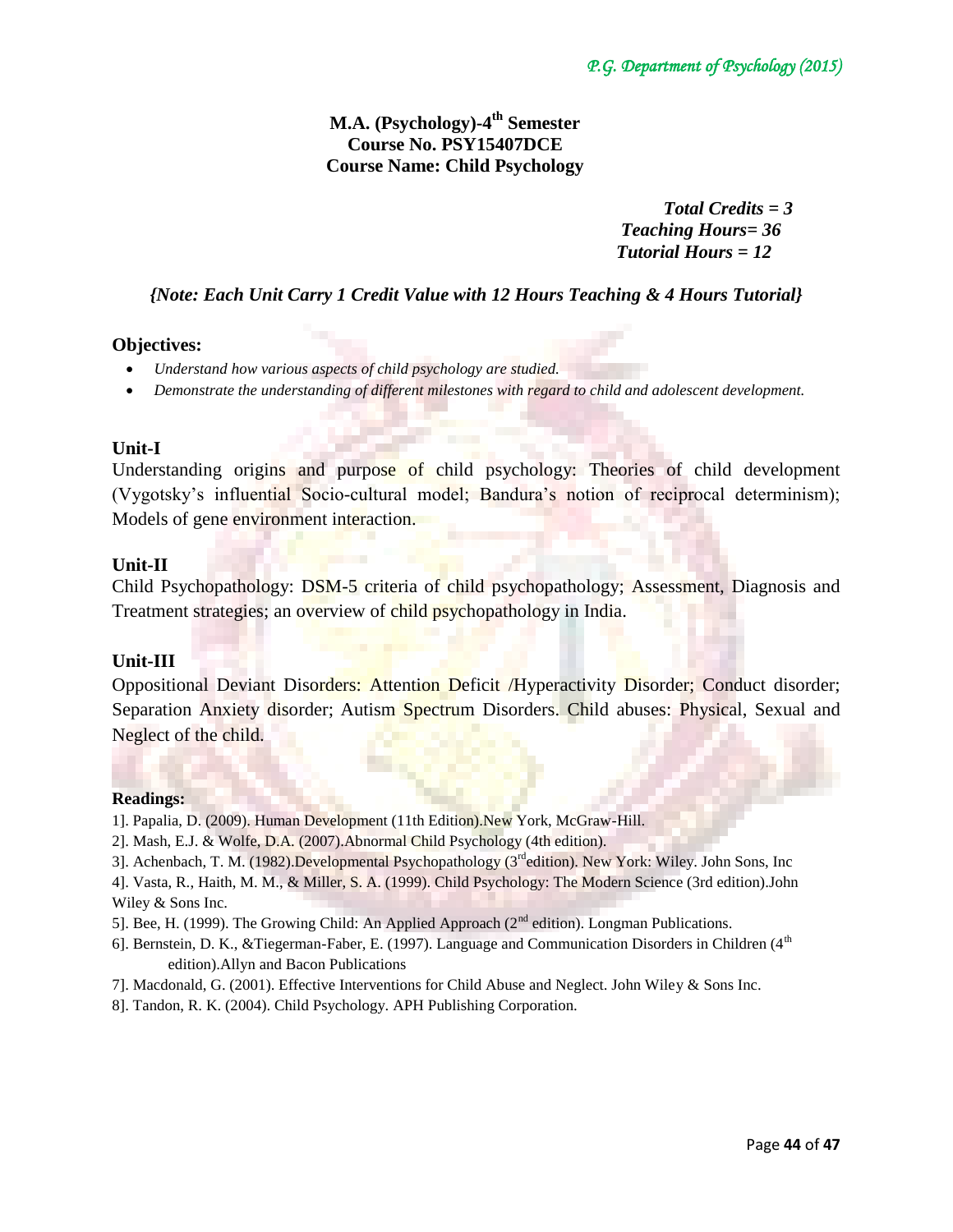## M.A. (Psychology)-4th Semester
## Course No. PSY15407DCE
## Course Name: Child Psychology

***Total Credits = 3***
***Teaching Hours= 36***
***Tutorial Hours = 12***

***{Note: Each Unit Carry 1 Credit Value with 12 Hours Teaching & 4 Hours Tutorial}***

**Objectives:**

- *Understand how various aspects of child psychology are studied.*
- *Demonstrate the understanding of different milestones with regard to child and adolescent development.*

**Unit-I**

Understanding origins and purpose of child psychology: Theories of child development (Vygotsky's influential Socio-cultural model; Bandura's notion of reciprocal determinism); Models of gene environment interaction.

**Unit-II**

Child Psychopathology: DSM-5 criteria of child psychopathology; Assessment, Diagnosis and Treatment strategies; an overview of child psychopathology in India.

**Unit-III**

Oppositional Deviant Disorders: Attention Deficit /Hyperactivity Disorder; Conduct disorder; Separation Anxiety disorder; Autism Spectrum Disorders. Child abuses: Physical, Sexual and Neglect of the child.

**Readings:**

1]. Papalia, D. (2009). Human Development (11th Edition).New York, McGraw-Hill.

2]. Mash, E.J. & Wolfe, D.A. (2007).Abnormal Child Psychology (4th edition).

3]. Achenbach, T. M. (1982).Developmental Psychopathology (3rd edition). New York: Wiley. John Sons, Inc

4]. Vasta, R., Haith, M. M., & Miller, S. A. (1999). Child Psychology: The Modern Science (3rd edition).John Wiley & Sons Inc.

5]. Bee, H. (1999). The Growing Child: An Applied Approach (2nd edition). Longman Publications.

6]. Bernstein, D. K., &Tiegerman-Faber, E. (1997). Language and Communication Disorders in Children (4th edition).Allyn and Bacon Publications

7]. Macdonald, G. (2001). Effective Interventions for Child Abuse and Neglect. John Wiley & Sons Inc.

8]. Tandon, R. K. (2004). Child Psychology. APH Publishing Corporation.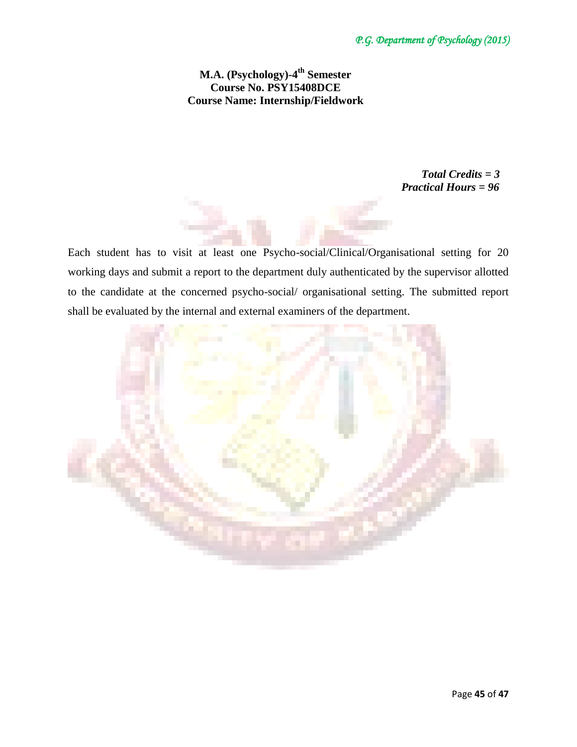**M.A. (Psychology)-4th Semester**
**Course No. PSY15408DCE**
**Course Name: Internship/Fieldwork**

***Total Credits = 3***
***Practical Hours = 96***

Each student has to visit at least one Psycho-social/Clinical/Organisational setting for 20 working days and submit a report to the department duly authenticated by the supervisor allotted to the candidate at the concerned psycho-social/ organisational setting. The submitted report shall be evaluated by the internal and external examiners of the department.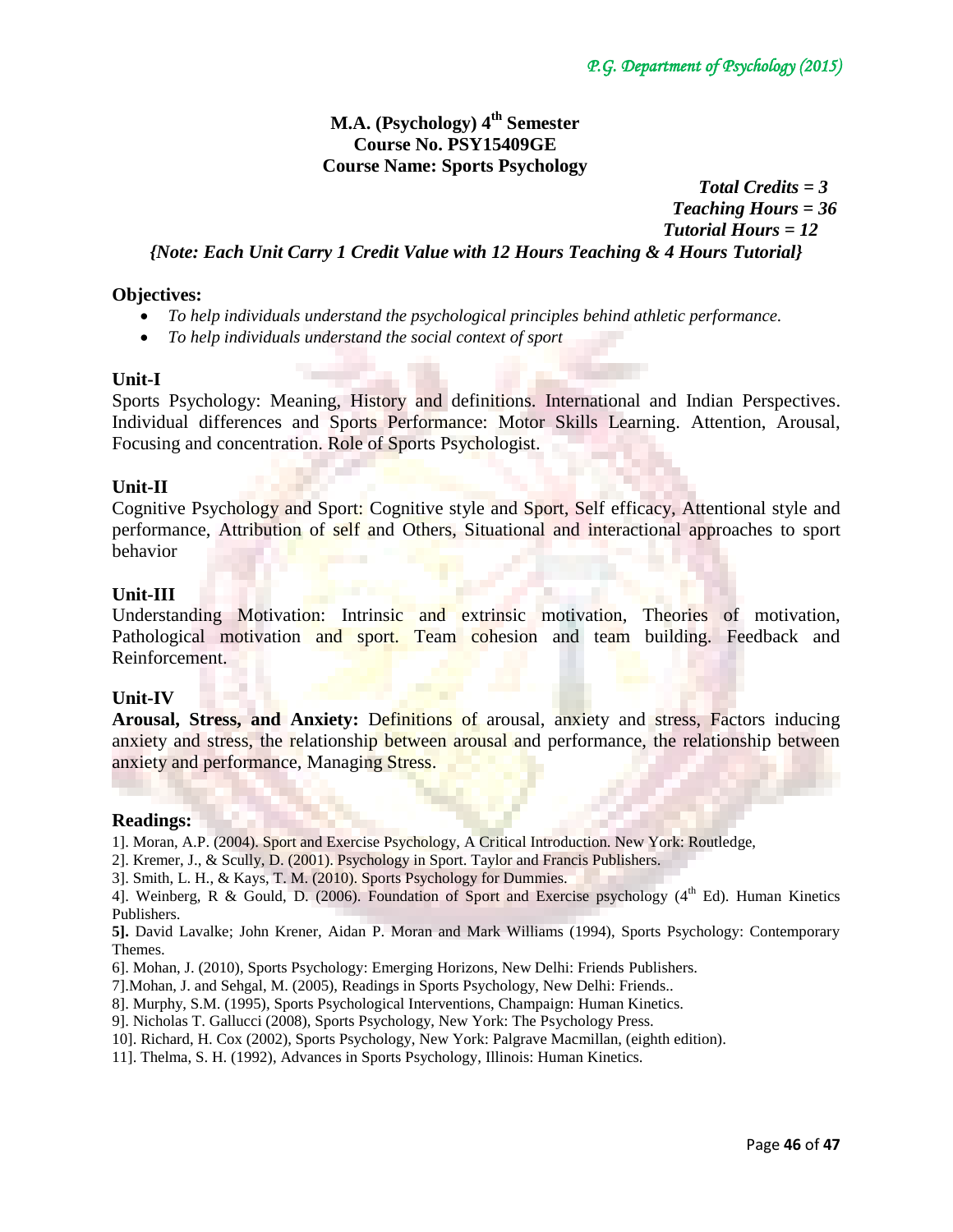## M.A. (Psychology) 4th Semester
## Course No. PSY15409GE
## Course Name: Sports Psychology

***Total Credits = 3***
***Teaching Hours = 36***
***Tutorial Hours = 12***

***{Note: Each Unit Carry 1 Credit Value with 12 Hours Teaching & 4 Hours Tutorial}***

**Objectives:**

- *To help individuals understand the psychological principles behind athletic performance.*
- *To help individuals understand the social context of sport*

**Unit-I**

Sports Psychology: Meaning, History and definitions. International and Indian Perspectives. Individual differences and Sports Performance: Motor Skills Learning. Attention, Arousal, Focusing and concentration. Role of Sports Psychologist.

**Unit-II**

Cognitive Psychology and Sport: Cognitive style and Sport, Self efficacy, Attentional style and performance, Attribution of self and Others, Situational and interactional approaches to sport behavior

**Unit-III**

Understanding Motivation: Intrinsic and extrinsic motivation, Theories of motivation, Pathological motivation and sport. Team cohesion and team building. Feedback and Reinforcement.

**Unit-IV**

**Arousal, Stress, and Anxiety:** Definitions of arousal, anxiety and stress, Factors inducing anxiety and stress, the relationship between arousal and performance, the relationship between anxiety and performance, Managing Stress.

**Readings:**

1]. Moran, A.P. (2004). Sport and Exercise Psychology, A Critical Introduction. New York: Routledge,

2]. Kremer, J., & Scully, D. (2001). Psychology in Sport. Taylor and Francis Publishers.

3]. Smith, L. H., & Kays, T. M. (2010). Sports Psychology for Dummies.

4]. Weinberg, R & Gould, D. (2006). Foundation of Sport and Exercise psychology (4th Ed). Human Kinetics Publishers.

**5].** David Lavalke; John Krener, Aidan P. Moran and Mark Williams (1994), Sports Psychology: Contemporary Themes.

6]. Mohan, J. (2010), Sports Psychology: Emerging Horizons, New Delhi: Friends Publishers.

7].Mohan, J. and Sehgal, M. (2005), Readings in Sports Psychology, New Delhi: Friends..

8]. Murphy, S.M. (1995), Sports Psychological Interventions, Champaign: Human Kinetics.

9]. Nicholas T. Gallucci (2008), Sports Psychology, New York: The Psychology Press.

10]. Richard, H. Cox (2002), Sports Psychology, New York: Palgrave Macmillan, (eighth edition).

11]. Thelma, S. H. (1992), Advances in Sports Psychology, Illinois: Human Kinetics.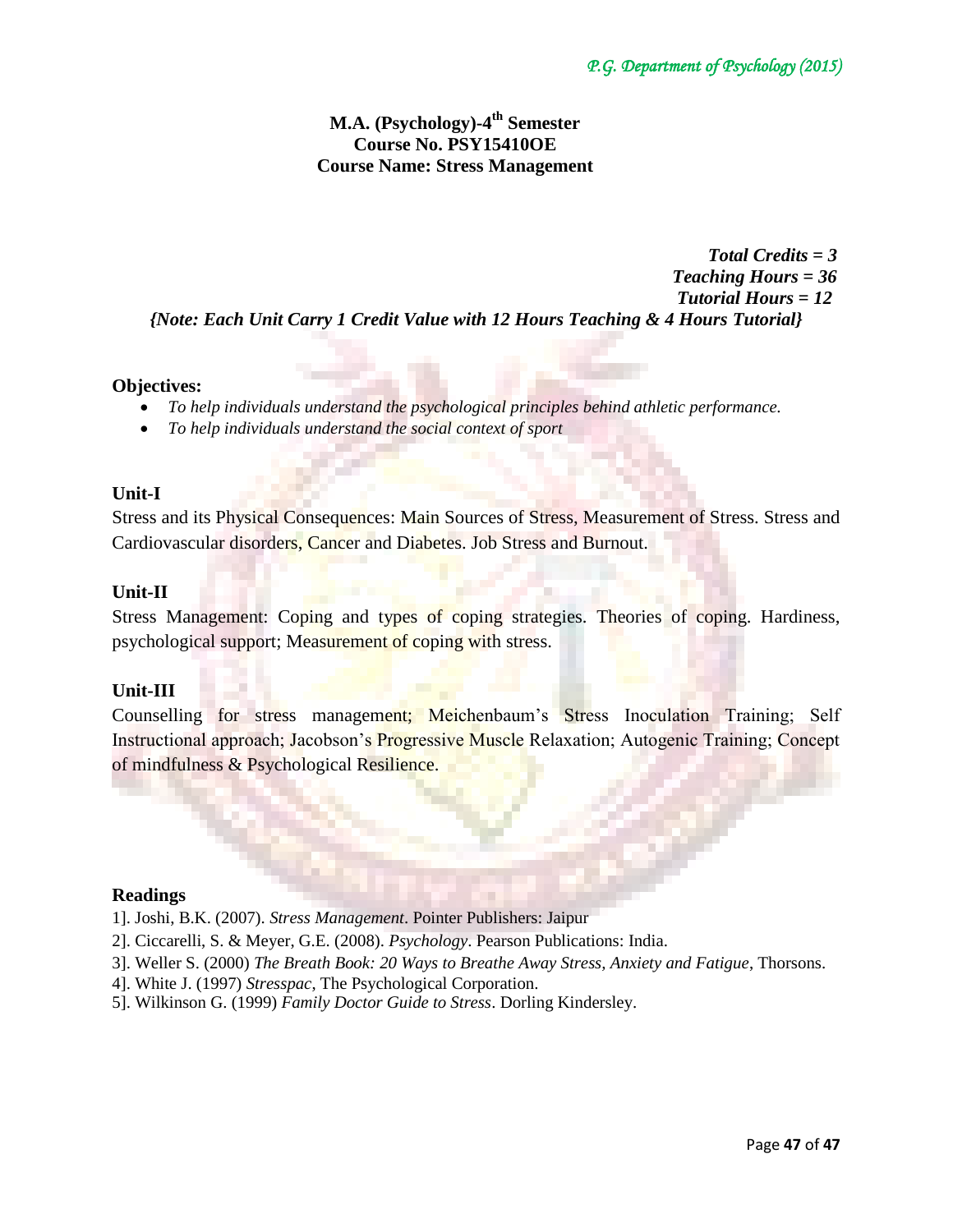**M.A. (Psychology)-4th Semester**
**Course No. PSY15410OE**
**Course Name: Stress Management**

*Total Credits = 3*
*Teaching Hours = 36*
*Tutorial Hours = 12*

***{Note: Each Unit Carry 1 Credit Value with 12 Hours Teaching & 4 Hours Tutorial}***

**Objectives:**

- *To help individuals understand the psychological principles behind athletic performance.*
- *To help individuals understand the social context of sport*

**Unit-I**

Stress and its Physical Consequences: Main Sources of Stress, Measurement of Stress. Stress and Cardiovascular disorders, Cancer and Diabetes. Job Stress and Burnout.

**Unit-II**

Stress Management: Coping and types of coping strategies. Theories of coping. Hardiness, psychological support; Measurement of coping with stress.

**Unit-III**

Counselling for stress management; Meichenbaum's Stress Inoculation Training; Self Instructional approach; Jacobson's Progressive Muscle Relaxation; Autogenic Training; Concept of mindfulness & Psychological Resilience.

**Readings**

1]. Joshi, B.K. (2007). *Stress Management*. Pointer Publishers: Jaipur
2]. Ciccarelli, S. & Meyer, G.E. (2008). *Psychology*. Pearson Publications: India.
3]. Weller S. (2000) *The Breath Book: 20 Ways to Breathe Away Stress, Anxiety and Fatigue*, Thorsons.
4]. White J. (1997) *Stresspac*, The Psychological Corporation.
5]. Wilkinson G. (1999) *Family Doctor Guide to Stress*. Dorling Kindersley.